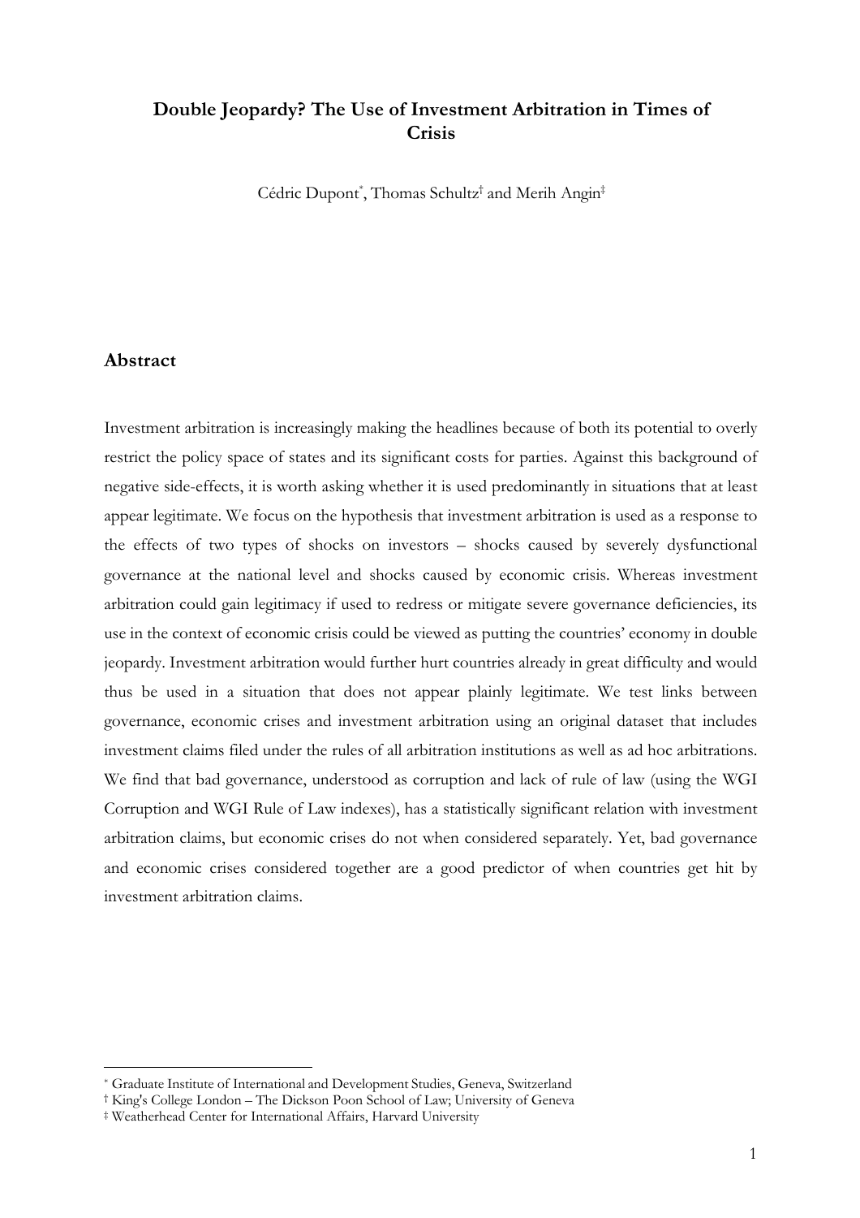# Double Jeopardy? The Use of Investment Arbitration in Times of Crisis

Cédric Dupont[*], Thomas Schultz[†] and Merih Angin[‡]

## Abstract

Investment arbitration is increasingly making the headlines because of both its potential to overly restrict the policy space of states and its significant costs for parties. Against this background of negative side-effects, it is worth asking whether it is used predominantly in situations that at least appear legitimate. We focus on the hypothesis that investment arbitration is used as a response to the effects of two types of shocks on investors – shocks caused by severely dysfunctional governance at the national level and shocks caused by economic crisis. Whereas investment arbitration could gain legitimacy if used to redress or mitigate severe governance deficiencies, its use in the context of economic crisis could be viewed as putting the countries' economy in double jeopardy. Investment arbitration would further hurt countries already in great difficulty and would thus be used in a situation that does not appear plainly legitimate. We test links between governance, economic crises and investment arbitration using an original dataset that includes investment claims filed under the rules of all arbitration institutions as well as ad hoc arbitrations. We find that bad governance, understood as corruption and lack of rule of law (using the WGI Corruption and WGI Rule of Law indexes), has a statistically significant relation with investment arbitration claims, but economic crises do not when considered separately. Yet, bad governance and economic crises considered together are a good predictor of when countries get hit by investment arbitration claims.

---

[*] Graduate Institute of International and Development Studies, Geneva, Switzerland

[†] King's College London – The Dickson Poon School of Law; University of Geneva

[‡] Weatherhead Center for International Affairs, Harvard University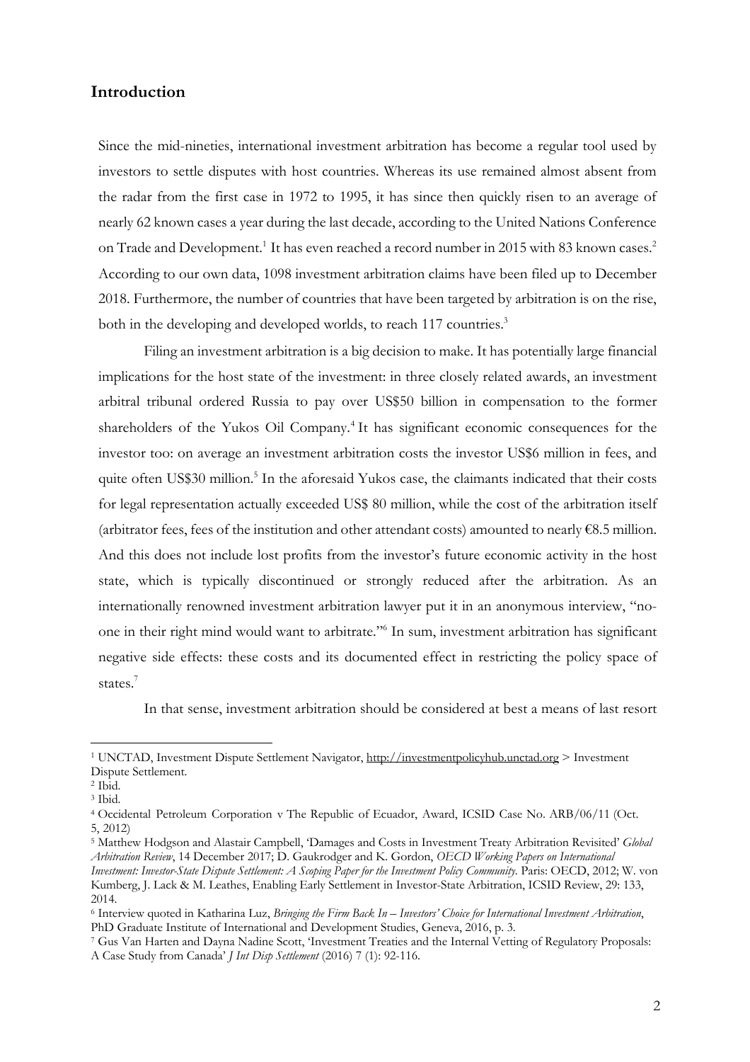## Introduction

Since the mid-nineties, international investment arbitration has become a regular tool used by investors to settle disputes with host countries. Whereas its use remained almost absent from the radar from the first case in 1972 to 1995, it has since then quickly risen to an average of nearly 62 known cases a year during the last decade, according to the United Nations Conference on Trade and Development.[1] It has even reached a record number in 2015 with 83 known cases.[2] According to our own data, 1098 investment arbitration claims have been filed up to December 2018. Furthermore, the number of countries that have been targeted by arbitration is on the rise, both in the developing and developed worlds, to reach 117 countries.[3]

Filing an investment arbitration is a big decision to make. It has potentially large financial implications for the host state of the investment: in three closely related awards, an investment arbitral tribunal ordered Russia to pay over US$50 billion in compensation to the former shareholders of the Yukos Oil Company.[4] It has significant economic consequences for the investor too: on average an investment arbitration costs the investor US$6 million in fees, and quite often US$30 million.[5] In the aforesaid Yukos case, the claimants indicated that their costs for legal representation actually exceeded US$ 80 million, while the cost of the arbitration itself (arbitrator fees, fees of the institution and other attendant costs) amounted to nearly €8.5 million. And this does not include lost profits from the investor's future economic activity in the host state, which is typically discontinued or strongly reduced after the arbitration. As an internationally renowned investment arbitration lawyer put it in an anonymous interview, "no-one in their right mind would want to arbitrate."[6] In sum, investment arbitration has significant negative side effects: these costs and its documented effect in restricting the policy space of states.[7]

In that sense, investment arbitration should be considered at best a means of last resort

---

[1] UNCTAD, Investment Dispute Settlement Navigator, http://investmentpolicyhub.unctad.org > Investment Dispute Settlement.

[2] Ibid.

[3] Ibid.

[4] Occidental Petroleum Corporation v The Republic of Ecuador, Award, ICSID Case No. ARB/06/11 (Oct. 5, 2012)

[5] Matthew Hodgson and Alastair Campbell, 'Damages and Costs in Investment Treaty Arbitration Revisited' *Global Arbitration Review*, 14 December 2017; D. Gaukrodger and K. Gordon, *OECD Working Papers on International Investment: Investor-State Dispute Settlement: A Scoping Paper for the Investment Policy Community*. Paris: OECD, 2012; W. von Kumberg, J. Lack & M. Leathes, Enabling Early Settlement in Investor-State Arbitration, ICSID Review, 29: 133, 2014.

[6] Interview quoted in Katharina Luz, *Bringing the Firm Back In – Investors' Choice for International Investment Arbitration*, PhD Graduate Institute of International and Development Studies, Geneva, 2016, p. 3.

[7] Gus Van Harten and Dayna Nadine Scott, 'Investment Treaties and the Internal Vetting of Regulatory Proposals: A Case Study from Canada' *J Int Disp Settlement* (2016) 7 (1): 92-116.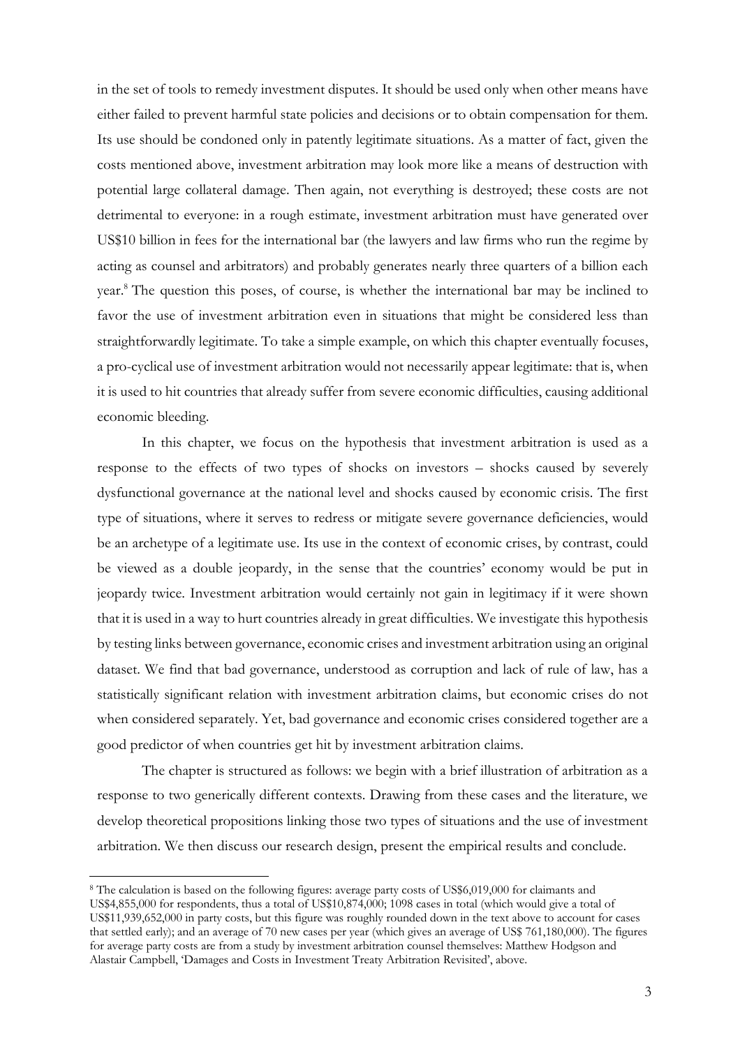in the set of tools to remedy investment disputes. It should be used only when other means have either failed to prevent harmful state policies and decisions or to obtain compensation for them. Its use should be condoned only in patently legitimate situations. As a matter of fact, given the costs mentioned above, investment arbitration may look more like a means of destruction with potential large collateral damage. Then again, not everything is destroyed; these costs are not detrimental to everyone: in a rough estimate, investment arbitration must have generated over US$10 billion in fees for the international bar (the lawyers and law firms who run the regime by acting as counsel and arbitrators) and probably generates nearly three quarters of a billion each year.[8] The question this poses, of course, is whether the international bar may be inclined to favor the use of investment arbitration even in situations that might be considered less than straightforwardly legitimate. To take a simple example, on which this chapter eventually focuses, a pro-cyclical use of investment arbitration would not necessarily appear legitimate: that is, when it is used to hit countries that already suffer from severe economic difficulties, causing additional economic bleeding.

In this chapter, we focus on the hypothesis that investment arbitration is used as a response to the effects of two types of shocks on investors – shocks caused by severely dysfunctional governance at the national level and shocks caused by economic crisis. The first type of situations, where it serves to redress or mitigate severe governance deficiencies, would be an archetype of a legitimate use. Its use in the context of economic crises, by contrast, could be viewed as a double jeopardy, in the sense that the countries' economy would be put in jeopardy twice. Investment arbitration would certainly not gain in legitimacy if it were shown that it is used in a way to hurt countries already in great difficulties. We investigate this hypothesis by testing links between governance, economic crises and investment arbitration using an original dataset. We find that bad governance, understood as corruption and lack of rule of law, has a statistically significant relation with investment arbitration claims, but economic crises do not when considered separately. Yet, bad governance and economic crises considered together are a good predictor of when countries get hit by investment arbitration claims.

The chapter is structured as follows: we begin with a brief illustration of arbitration as a response to two generically different contexts. Drawing from these cases and the literature, we develop theoretical propositions linking those two types of situations and the use of investment arbitration. We then discuss our research design, present the empirical results and conclude.

---

[8] The calculation is based on the following figures: average party costs of US$6,019,000 for claimants and US$4,855,000 for respondents, thus a total of US$10,874,000; 1098 cases in total (which would give a total of US$11,939,652,000 in party costs, but this figure was roughly rounded down in the text above to account for cases that settled early); and an average of 70 new cases per year (which gives an average of US$ 761,180,000). The figures for average party costs are from a study by investment arbitration counsel themselves: Matthew Hodgson and Alastair Campbell, 'Damages and Costs in Investment Treaty Arbitration Revisited', above.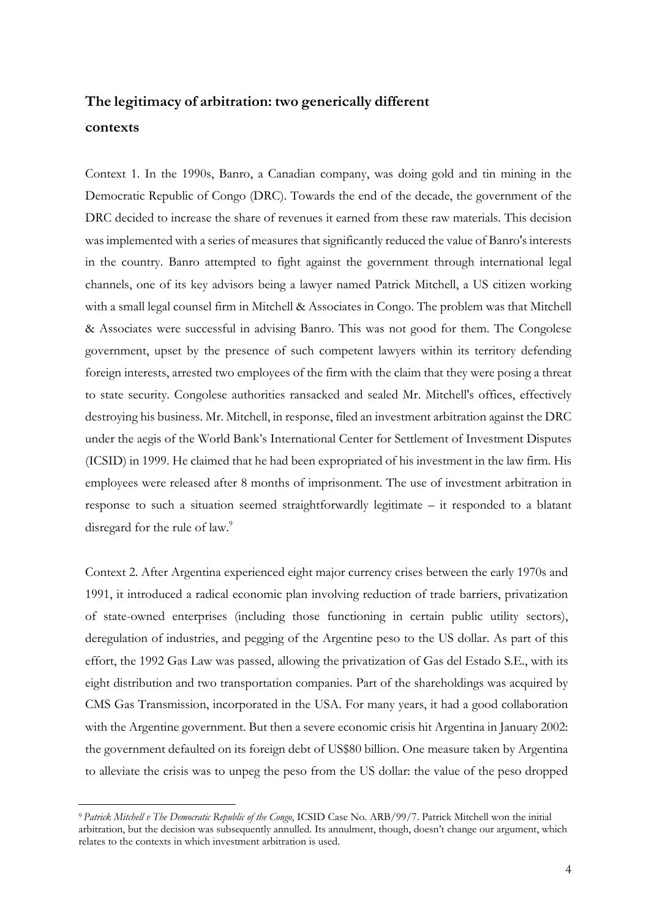## The legitimacy of arbitration: two generically different contexts

Context 1. In the 1990s, Banro, a Canadian company, was doing gold and tin mining in the Democratic Republic of Congo (DRC). Towards the end of the decade, the government of the DRC decided to increase the share of revenues it earned from these raw materials. This decision was implemented with a series of measures that significantly reduced the value of Banro's interests in the country. Banro attempted to fight against the government through international legal channels, one of its key advisors being a lawyer named Patrick Mitchell, a US citizen working with a small legal counsel firm in Mitchell & Associates in Congo. The problem was that Mitchell & Associates were successful in advising Banro. This was not good for them. The Congolese government, upset by the presence of such competent lawyers within its territory defending foreign interests, arrested two employees of the firm with the claim that they were posing a threat to state security. Congolese authorities ransacked and sealed Mr. Mitchell's offices, effectively destroying his business. Mr. Mitchell, in response, filed an investment arbitration against the DRC under the aegis of the World Bank's International Center for Settlement of Investment Disputes (ICSID) in 1999. He claimed that he had been expropriated of his investment in the law firm. His employees were released after 8 months of imprisonment. The use of investment arbitration in response to such a situation seemed straightforwardly legitimate – it responded to a blatant disregard for the rule of law.[9]

Context 2. After Argentina experienced eight major currency crises between the early 1970s and 1991, it introduced a radical economic plan involving reduction of trade barriers, privatization of state-owned enterprises (including those functioning in certain public utility sectors), deregulation of industries, and pegging of the Argentine peso to the US dollar. As part of this effort, the 1992 Gas Law was passed, allowing the privatization of Gas del Estado S.E., with its eight distribution and two transportation companies. Part of the shareholdings was acquired by CMS Gas Transmission, incorporated in the USA. For many years, it had a good collaboration with the Argentine government. But then a severe economic crisis hit Argentina in January 2002: the government defaulted on its foreign debt of US$80 billion. One measure taken by Argentina to alleviate the crisis was to unpeg the peso from the US dollar: the value of the peso dropped

[9] *Patrick Mitchell v The Democratic Republic of the Congo*, ICSID Case No. ARB/99/7. Patrick Mitchell won the initial arbitration, but the decision was subsequently annulled. Its annulment, though, doesn't change our argument, which relates to the contexts in which investment arbitration is used.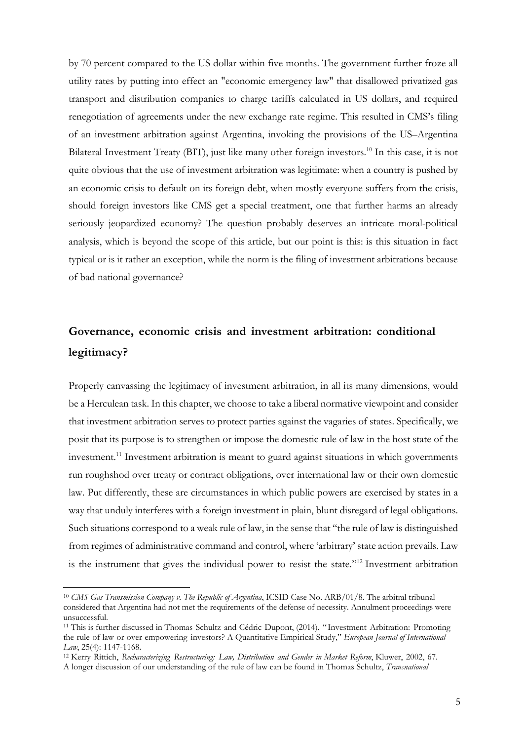by 70 percent compared to the US dollar within five months. The government further froze all utility rates by putting into effect an "economic emergency law" that disallowed privatized gas transport and distribution companies to charge tariffs calculated in US dollars, and required renegotiation of agreements under the new exchange rate regime. This resulted in CMS's filing of an investment arbitration against Argentina, invoking the provisions of the US–Argentina Bilateral Investment Treaty (BIT), just like many other foreign investors.[10] In this case, it is not quite obvious that the use of investment arbitration was legitimate: when a country is pushed by an economic crisis to default on its foreign debt, when mostly everyone suffers from the crisis, should foreign investors like CMS get a special treatment, one that further harms an already seriously jeopardized economy? The question probably deserves an intricate moral-political analysis, which is beyond the scope of this article, but our point is this: is this situation in fact typical or is it rather an exception, while the norm is the filing of investment arbitrations because of bad national governance?

## Governance, economic crisis and investment arbitration: conditional legitimacy?

Properly canvassing the legitimacy of investment arbitration, in all its many dimensions, would be a Herculean task. In this chapter, we choose to take a liberal normative viewpoint and consider that investment arbitration serves to protect parties against the vagaries of states. Specifically, we posit that its purpose is to strengthen or impose the domestic rule of law in the host state of the investment.[11] Investment arbitration is meant to guard against situations in which governments run roughshod over treaty or contract obligations, over international law or their own domestic law. Put differently, these are circumstances in which public powers are exercised by states in a way that unduly interferes with a foreign investment in plain, blunt disregard of legal obligations. Such situations correspond to a weak rule of law, in the sense that "the rule of law is distinguished from regimes of administrative command and control, where 'arbitrary' state action prevails. Law is the instrument that gives the individual power to resist the state."[12] Investment arbitration

---

[10] *CMS Gas Transmission Company v. The Republic of Argentina*, ICSID Case No. ARB/01/8. The arbitral tribunal considered that Argentina had not met the requirements of the defense of necessity. Annulment proceedings were unsuccessful.

[11] This is further discussed in Thomas Schultz and Cédric Dupont, (2014). "Investment Arbitration: Promoting the rule of law or over-empowering investors? A Quantitative Empirical Study," *European Journal of International Law*, 25(4): 1147-1168.

[12] Kerry Rittich, *Recharacterizing Restructuring: Law, Distribution and Gender in Market Reform*, Kluwer, 2002, 67. A longer discussion of our understanding of the rule of law can be found in Thomas Schultz, *Transnational*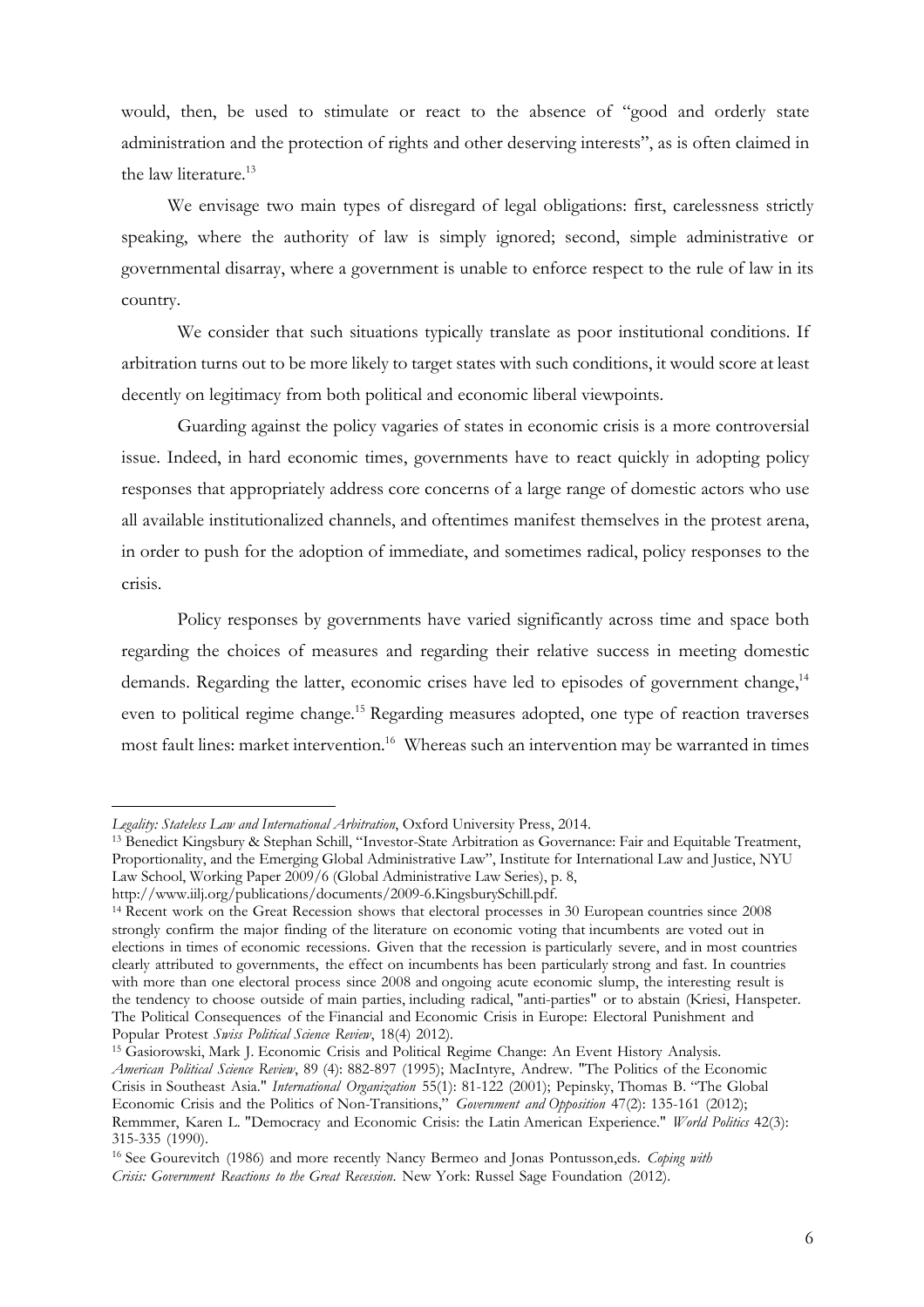would, then, be used to stimulate or react to the absence of "good and orderly state administration and the protection of rights and other deserving interests", as is often claimed in the law literature.[13]

We envisage two main types of disregard of legal obligations: first, carelessness strictly speaking, where the authority of law is simply ignored; second, simple administrative or governmental disarray, where a government is unable to enforce respect to the rule of law in its country.

We consider that such situations typically translate as poor institutional conditions. If arbitration turns out to be more likely to target states with such conditions, it would score at least decently on legitimacy from both political and economic liberal viewpoints.

Guarding against the policy vagaries of states in economic crisis is a more controversial issue. Indeed, in hard economic times, governments have to react quickly in adopting policy responses that appropriately address core concerns of a large range of domestic actors who use all available institutionalized channels, and oftentimes manifest themselves in the protest arena, in order to push for the adoption of immediate, and sometimes radical, policy responses to the crisis.

Policy responses by governments have varied significantly across time and space both regarding the choices of measures and regarding their relative success in meeting domestic demands. Regarding the latter, economic crises have led to episodes of government change,[14] even to political regime change.[15] Regarding measures adopted, one type of reaction traverses most fault lines: market intervention.[16] Whereas such an intervention may be warranted in times

---

*Legality: Stateless Law and International Arbitration*, Oxford University Press, 2014.

[13] Benedict Kingsbury & Stephan Schill, "Investor-State Arbitration as Governance: Fair and Equitable Treatment, Proportionality, and the Emerging Global Administrative Law", Institute for International Law and Justice, NYU Law School, Working Paper 2009/6 (Global Administrative Law Series), p. 8, http://www.iilj.org/publications/documents/2009-6.KingsburySchill.pdf.

[14] Recent work on the Great Recession shows that electoral processes in 30 European countries since 2008 strongly confirm the major finding of the literature on economic voting that incumbents are voted out in elections in times of economic recessions. Given that the recession is particularly severe, and in most countries clearly attributed to governments, the effect on incumbents has been particularly strong and fast. In countries with more than one electoral process since 2008 and ongoing acute economic slump, the interesting result is the tendency to choose outside of main parties, including radical, "anti-parties" or to abstain (Kriesi, Hanspeter. The Political Consequences of the Financial and Economic Crisis in Europe: Electoral Punishment and Popular Protest *Swiss Political Science Review*, 18(4) 2012).

[15] Gasiorowski, Mark J. Economic Crisis and Political Regime Change: An Event History Analysis. *American Political Science Review*, 89 (4): 882-897 (1995); MacIntyre, Andrew. "The Politics of the Economic Crisis in Southeast Asia." *International Organization* 55(1): 81-122 (2001); Pepinsky, Thomas B. "The Global Economic Crisis and the Politics of Non-Transitions," *Government and Opposition* 47(2): 135-161 (2012); Remmmer, Karen L. "Democracy and Economic Crisis: the Latin American Experience." *World Politics* 42(3): 315-335 (1990).

[16] See Gourevitch (1986) and more recently Nancy Bermeo and Jonas Pontusson,eds. *Coping with Crisis: Government Reactions to the Great Recession*. New York: Russel Sage Foundation (2012).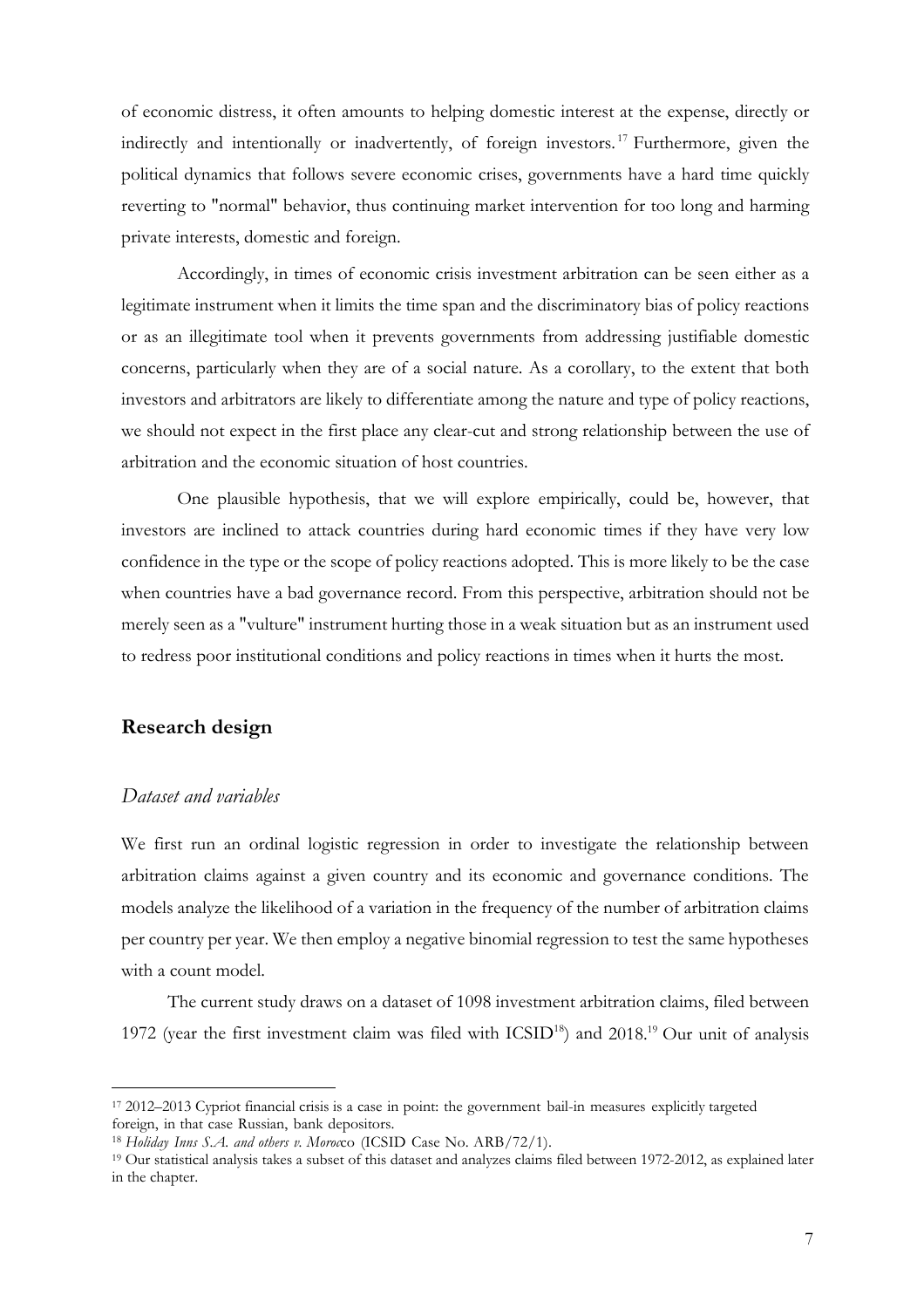of economic distress, it often amounts to helping domestic interest at the expense, directly or indirectly and intentionally or inadvertently, of foreign investors.[17] Furthermore, given the political dynamics that follows severe economic crises, governments have a hard time quickly reverting to "normal" behavior, thus continuing market intervention for too long and harming private interests, domestic and foreign.

Accordingly, in times of economic crisis investment arbitration can be seen either as a legitimate instrument when it limits the time span and the discriminatory bias of policy reactions or as an illegitimate tool when it prevents governments from addressing justifiable domestic concerns, particularly when they are of a social nature. As a corollary, to the extent that both investors and arbitrators are likely to differentiate among the nature and type of policy reactions, we should not expect in the first place any clear-cut and strong relationship between the use of arbitration and the economic situation of host countries.

One plausible hypothesis, that we will explore empirically, could be, however, that investors are inclined to attack countries during hard economic times if they have very low confidence in the type or the scope of policy reactions adopted. This is more likely to be the case when countries have a bad governance record. From this perspective, arbitration should not be merely seen as a "vulture" instrument hurting those in a weak situation but as an instrument used to redress poor institutional conditions and policy reactions in times when it hurts the most.

## Research design

### *Dataset and variables*

We first run an ordinal logistic regression in order to investigate the relationship between arbitration claims against a given country and its economic and governance conditions. The models analyze the likelihood of a variation in the frequency of the number of arbitration claims per country per year. We then employ a negative binomial regression to test the same hypotheses with a count model.

The current study draws on a dataset of 1098 investment arbitration claims, filed between 1972 (year the first investment claim was filed with ICSID[18]) and 2018.[19] Our unit of analysis

---

[17] 2012–2013 Cypriot financial crisis is a case in point: the government bail-in measures explicitly targeted foreign, in that case Russian, bank depositors.

[18] *Holiday Inns S.A. and others v. Morocco* (ICSID Case No. ARB/72/1).

[19] Our statistical analysis takes a subset of this dataset and analyzes claims filed between 1972-2012, as explained later in the chapter.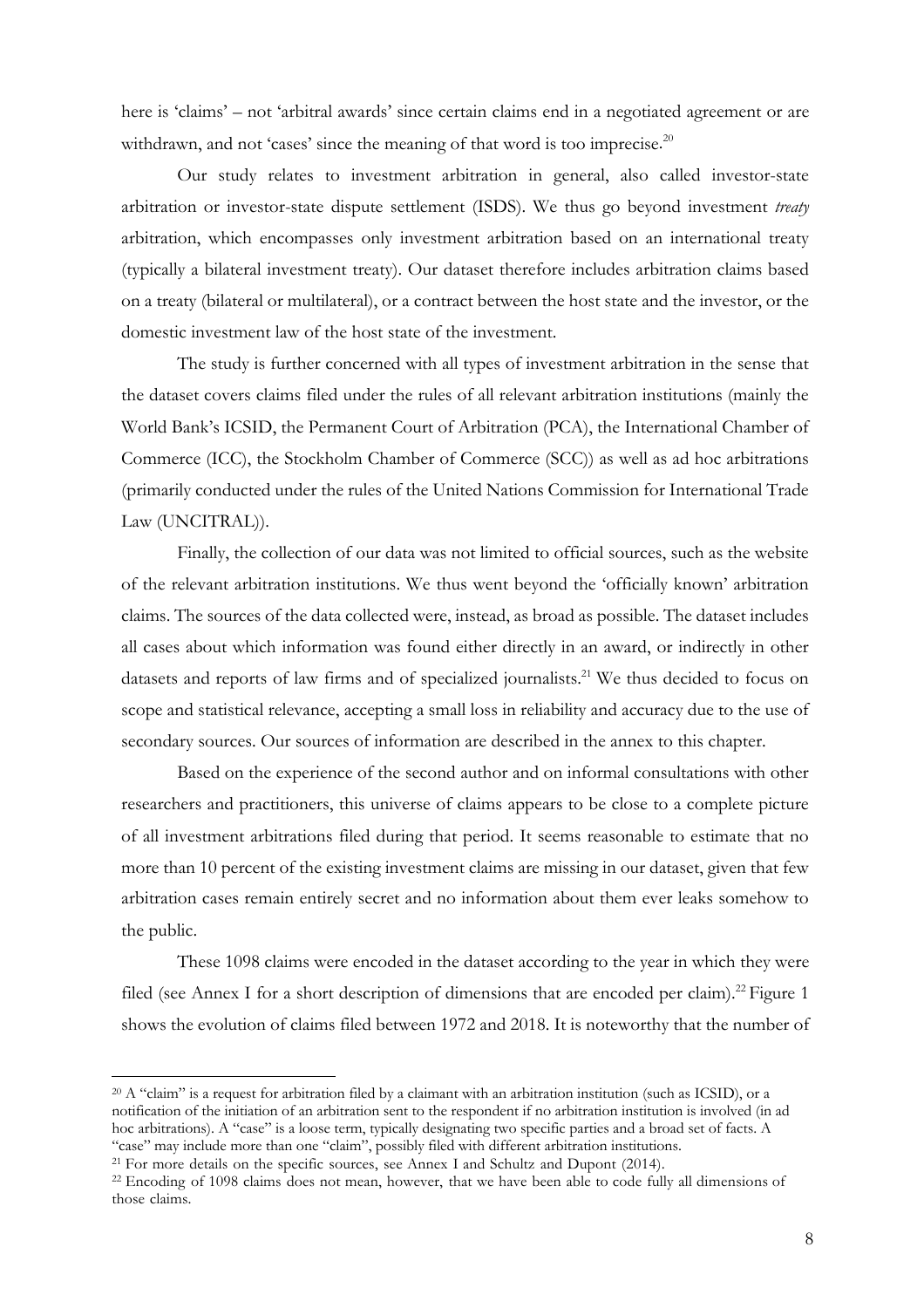here is 'claims' – not 'arbitral awards' since certain claims end in a negotiated agreement or are withdrawn, and not 'cases' since the meaning of that word is too imprecise.[20]

Our study relates to investment arbitration in general, also called investor-state arbitration or investor-state dispute settlement (ISDS). We thus go beyond investment *treaty* arbitration, which encompasses only investment arbitration based on an international treaty (typically a bilateral investment treaty). Our dataset therefore includes arbitration claims based on a treaty (bilateral or multilateral), or a contract between the host state and the investor, or the domestic investment law of the host state of the investment.

The study is further concerned with all types of investment arbitration in the sense that the dataset covers claims filed under the rules of all relevant arbitration institutions (mainly the World Bank's ICSID, the Permanent Court of Arbitration (PCA), the International Chamber of Commerce (ICC), the Stockholm Chamber of Commerce (SCC)) as well as ad hoc arbitrations (primarily conducted under the rules of the United Nations Commission for International Trade Law (UNCITRAL)).

Finally, the collection of our data was not limited to official sources, such as the website of the relevant arbitration institutions. We thus went beyond the 'officially known' arbitration claims. The sources of the data collected were, instead, as broad as possible. The dataset includes all cases about which information was found either directly in an award, or indirectly in other datasets and reports of law firms and of specialized journalists.[21] We thus decided to focus on scope and statistical relevance, accepting a small loss in reliability and accuracy due to the use of secondary sources. Our sources of information are described in the annex to this chapter.

Based on the experience of the second author and on informal consultations with other researchers and practitioners, this universe of claims appears to be close to a complete picture of all investment arbitrations filed during that period. It seems reasonable to estimate that no more than 10 percent of the existing investment claims are missing in our dataset, given that few arbitration cases remain entirely secret and no information about them ever leaks somehow to the public.

These 1098 claims were encoded in the dataset according to the year in which they were filed (see Annex I for a short description of dimensions that are encoded per claim).[22] Figure 1 shows the evolution of claims filed between 1972 and 2018. It is noteworthy that the number of

---

[20] A "claim" is a request for arbitration filed by a claimant with an arbitration institution (such as ICSID), or a notification of the initiation of an arbitration sent to the respondent if no arbitration institution is involved (in ad hoc arbitrations). A "case" is a loose term, typically designating two specific parties and a broad set of facts. A "case" may include more than one "claim", possibly filed with different arbitration institutions.

[21] For more details on the specific sources, see Annex I and Schultz and Dupont (2014).

[22] Encoding of 1098 claims does not mean, however, that we have been able to code fully all dimensions of those claims.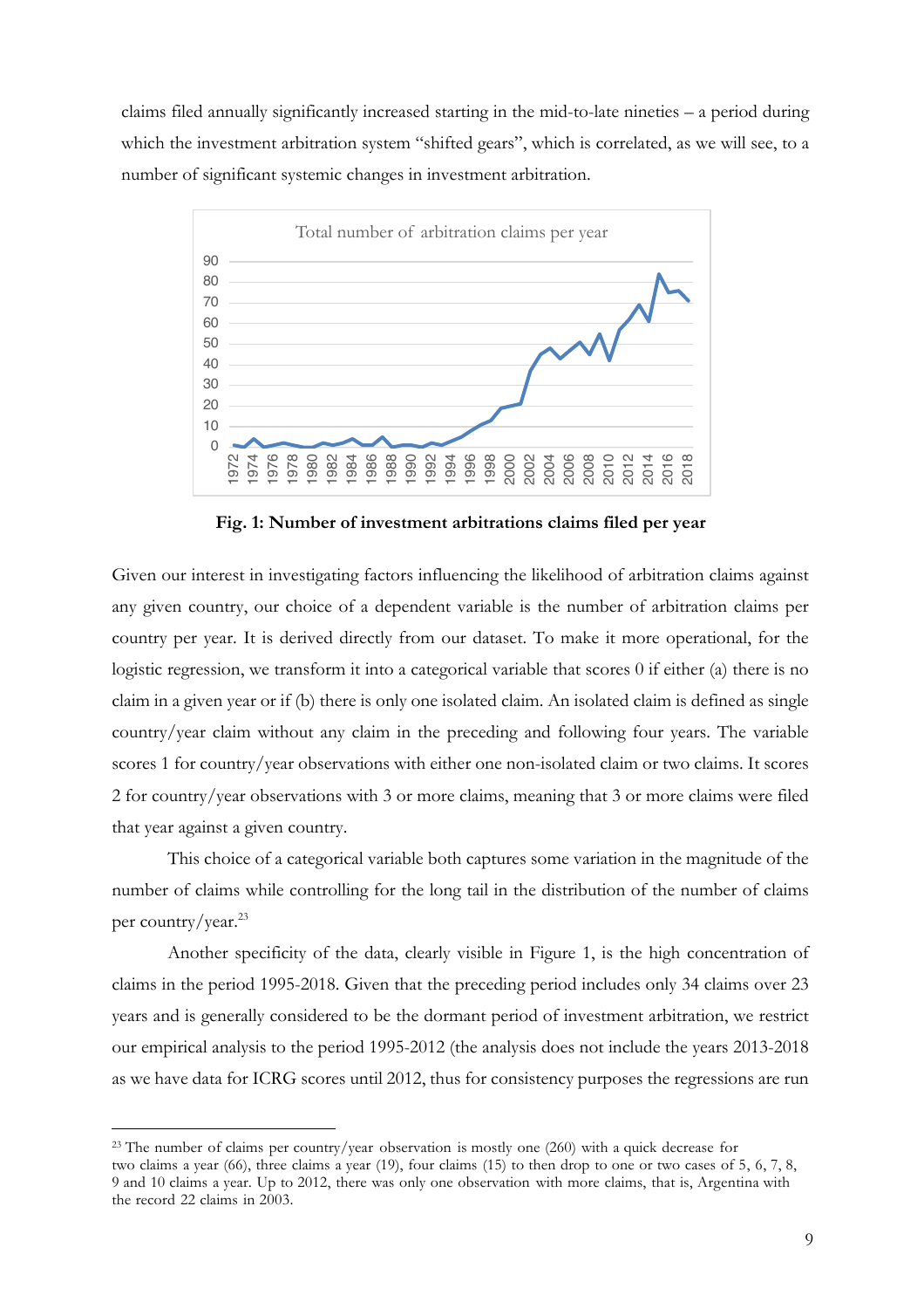claims filed annually significantly increased starting in the mid-to-late nineties – a period during which the investment arbitration system "shifted gears", which is correlated, as we will see, to a number of significant systemic changes in investment arbitration.

**Fig. 1: Number of investment arbitrations claims filed per year**

Given our interest in investigating factors influencing the likelihood of arbitration claims against any given country, our choice of a dependent variable is the number of arbitration claims per country per year. It is derived directly from our dataset. To make it more operational, for the logistic regression, we transform it into a categorical variable that scores 0 if either (a) there is no claim in a given year or if (b) there is only one isolated claim. An isolated claim is defined as single country/year claim without any claim in the preceding and following four years. The variable scores 1 for country/year observations with either one non-isolated claim or two claims. It scores 2 for country/year observations with 3 or more claims, meaning that 3 or more claims were filed that year against a given country.

This choice of a categorical variable both captures some variation in the magnitude of the number of claims while controlling for the long tail in the distribution of the number of claims per country/year.[23]

Another specificity of the data, clearly visible in Figure 1, is the high concentration of claims in the period 1995-2018. Given that the preceding period includes only 34 claims over 23 years and is generally considered to be the dormant period of investment arbitration, we restrict our empirical analysis to the period 1995-2012 (the analysis does not include the years 2013-2018 as we have data for ICRG scores until 2012, thus for consistency purposes the regressions are run

[23] The number of claims per country/year observation is mostly one (260) with a quick decrease for two claims a year (66), three claims a year (19), four claims (15) to then drop to one or two cases of 5, 6, 7, 8, 9 and 10 claims a year. Up to 2012, there was only one observation with more claims, that is, Argentina with the record 22 claims in 2003.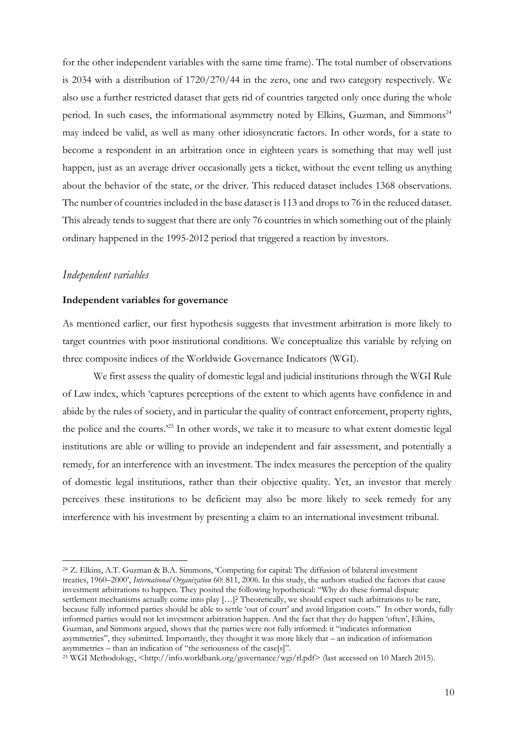for the other independent variables with the same time frame). The total number of observations is 2034 with a distribution of 1720/270/44 in the zero, one and two category respectively. We also use a further restricted dataset that gets rid of countries targeted only once during the whole period. In such cases, the informational asymmetry noted by Elkins, Guzman, and Simmons[24] may indeed be valid, as well as many other idiosyncratic factors. In other words, for a state to become a respondent in an arbitration once in eighteen years is something that may well just happen, just as an average driver occasionally gets a ticket, without the event telling us anything about the behavior of the state, or the driver. This reduced dataset includes 1368 observations. The number of countries included in the base dataset is 113 and drops to 76 in the reduced dataset. This already tends to suggest that there are only 76 countries in which something out of the plainly ordinary happened in the 1995-2012 period that triggered a reaction by investors.

## *Independent variables*

### Independent variables for governance

As mentioned earlier, our first hypothesis suggests that investment arbitration is more likely to target countries with poor institutional conditions. We conceptualize this variable by relying on three composite indices of the Worldwide Governance Indicators (WGI).

We first assess the quality of domestic legal and judicial institutions through the WGI Rule of Law index, which 'captures perceptions of the extent to which agents have confidence in and abide by the rules of society, and in particular the quality of contract enforcement, property rights, the police and the courts.'[25] In other words, we take it to measure to what extent domestic legal institutions are able or willing to provide an independent and fair assessment, and potentially a remedy, for an interference with an investment. The index measures the perception of the quality of domestic legal institutions, rather than their objective quality. Yet, an investor that merely perceives these institutions to be deficient may also be more likely to seek remedy for any interference with his investment by presenting a claim to an international investment tribunal.

---

[24] Z. Elkins, A.T. Guzman & B.A. Simmons, 'Competing for capital: The diffusion of bilateral investment treaties, 1960–2000', *International Organization* 60: 811, 2006. In this study, the authors studied the factors that cause investment arbitrations to happen. They posited the following hypothetical: "Why do these formal dispute settlement mechanisms actually come into play […]? Theoretically, we should expect such arbitrations to be rare, because fully informed parties should be able to settle 'out of court' and avoid litigation costs." In other words, fully informed parties would not let investment arbitration happen. And the fact that they do happen 'often', Elkins, Guzman, and Simmons argued, shows that the parties were not fully informed: it "indicates information asymmetries", they submitted. Importantly, they thought it was more likely that – an indication of information asymmetries – than an indication of "the seriousness of the case[s]".

[25] WGI Methodology, <http://info.worldbank.org/governance/wgi/rl.pdf> (last accessed on 10 March 2015).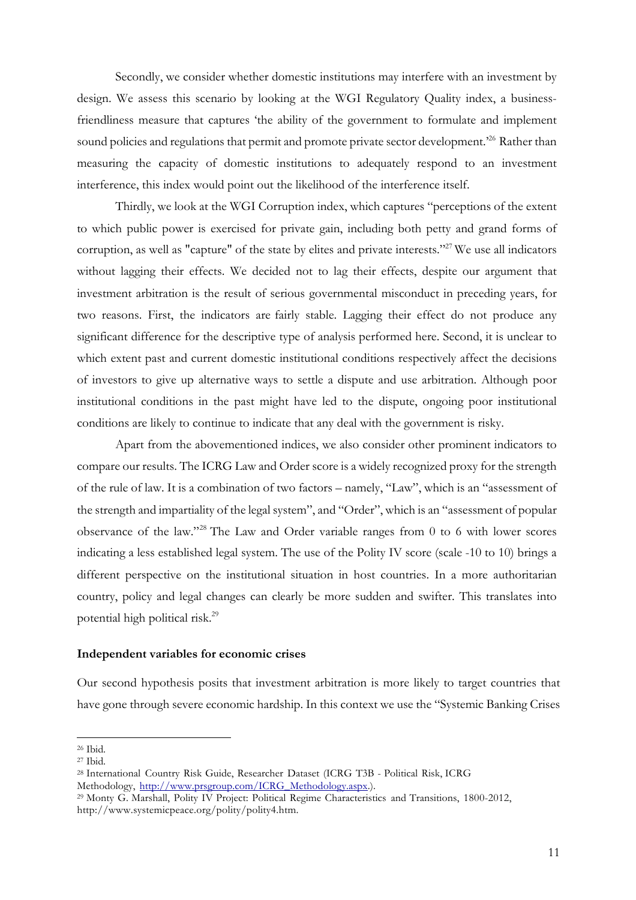Secondly, we consider whether domestic institutions may interfere with an investment by design. We assess this scenario by looking at the WGI Regulatory Quality index, a business-friendliness measure that captures 'the ability of the government to formulate and implement sound policies and regulations that permit and promote private sector development.'[26] Rather than measuring the capacity of domestic institutions to adequately respond to an investment interference, this index would point out the likelihood of the interference itself.

Thirdly, we look at the WGI Corruption index, which captures "perceptions of the extent to which public power is exercised for private gain, including both petty and grand forms of corruption, as well as "capture" of the state by elites and private interests."[27] We use all indicators without lagging their effects. We decided not to lag their effects, despite our argument that investment arbitration is the result of serious governmental misconduct in preceding years, for two reasons. First, the indicators are fairly stable. Lagging their effect do not produce any significant difference for the descriptive type of analysis performed here. Second, it is unclear to which extent past and current domestic institutional conditions respectively affect the decisions of investors to give up alternative ways to settle a dispute and use arbitration. Although poor institutional conditions in the past might have led to the dispute, ongoing poor institutional conditions are likely to continue to indicate that any deal with the government is risky.

Apart from the abovementioned indices, we also consider other prominent indicators to compare our results. The ICRG Law and Order score is a widely recognized proxy for the strength of the rule of law. It is a combination of two factors – namely, "Law", which is an "assessment of the strength and impartiality of the legal system", and "Order", which is an "assessment of popular observance of the law."[28] The Law and Order variable ranges from 0 to 6 with lower scores indicating a less established legal system. The use of the Polity IV score (scale -10 to 10) brings a different perspective on the institutional situation in host countries. In a more authoritarian country, policy and legal changes can clearly be more sudden and swifter. This translates into potential high political risk.[29]

**Independent variables for economic crises**

Our second hypothesis posits that investment arbitration is more likely to target countries that have gone through severe economic hardship. In this context we use the "Systemic Banking Crises

---

[26] Ibid.

[27] Ibid.

[28] International Country Risk Guide, Researcher Dataset (ICRG T3B - Political Risk, ICRG Methodology, http://www.prsgroup.com/ICRG_Methodology.aspx.).

[29] Monty G. Marshall, Polity IV Project: Political Regime Characteristics and Transitions, 1800-2012, http://www.systemicpeace.org/polity/polity4.htm.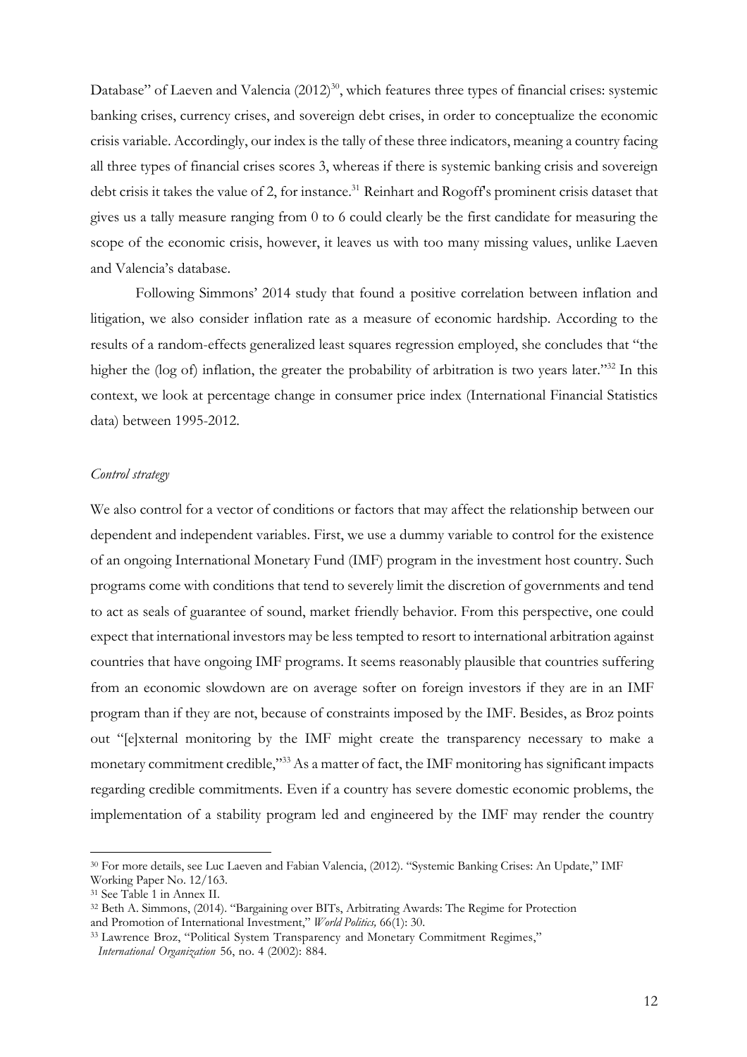Database" of Laeven and Valencia (2012)[30], which features three types of financial crises: systemic banking crises, currency crises, and sovereign debt crises, in order to conceptualize the economic crisis variable. Accordingly, our index is the tally of these three indicators, meaning a country facing all three types of financial crises scores 3, whereas if there is systemic banking crisis and sovereign debt crisis it takes the value of 2, for instance.[31] Reinhart and Rogoff's prominent crisis dataset that gives us a tally measure ranging from 0 to 6 could clearly be the first candidate for measuring the scope of the economic crisis, however, it leaves us with too many missing values, unlike Laeven and Valencia's database.

Following Simmons' 2014 study that found a positive correlation between inflation and litigation, we also consider inflation rate as a measure of economic hardship. According to the results of a random-effects generalized least squares regression employed, she concludes that "the higher the (log of) inflation, the greater the probability of arbitration is two years later."[32] In this context, we look at percentage change in consumer price index (International Financial Statistics data) between 1995-2012.

*Control strategy*

We also control for a vector of conditions or factors that may affect the relationship between our dependent and independent variables. First, we use a dummy variable to control for the existence of an ongoing International Monetary Fund (IMF) program in the investment host country. Such programs come with conditions that tend to severely limit the discretion of governments and tend to act as seals of guarantee of sound, market friendly behavior. From this perspective, one could expect that international investors may be less tempted to resort to international arbitration against countries that have ongoing IMF programs. It seems reasonably plausible that countries suffering from an economic slowdown are on average softer on foreign investors if they are in an IMF program than if they are not, because of constraints imposed by the IMF. Besides, as Broz points out "[e]xternal monitoring by the IMF might create the transparency necessary to make a monetary commitment credible,"[33] As a matter of fact, the IMF monitoring has significant impacts regarding credible commitments. Even if a country has severe domestic economic problems, the implementation of a stability program led and engineered by the IMF may render the country

---

[30] For more details, see Luc Laeven and Fabian Valencia, (2012). "Systemic Banking Crises: An Update," IMF Working Paper No. 12/163.

[31] See Table 1 in Annex II.

[32] Beth A. Simmons, (2014). "Bargaining over BITs, Arbitrating Awards: The Regime for Protection and Promotion of International Investment," *World Politics,* 66(1): 30.

[33] Lawrence Broz, "Political System Transparency and Monetary Commitment Regimes," *International Organization* 56, no. 4 (2002): 884.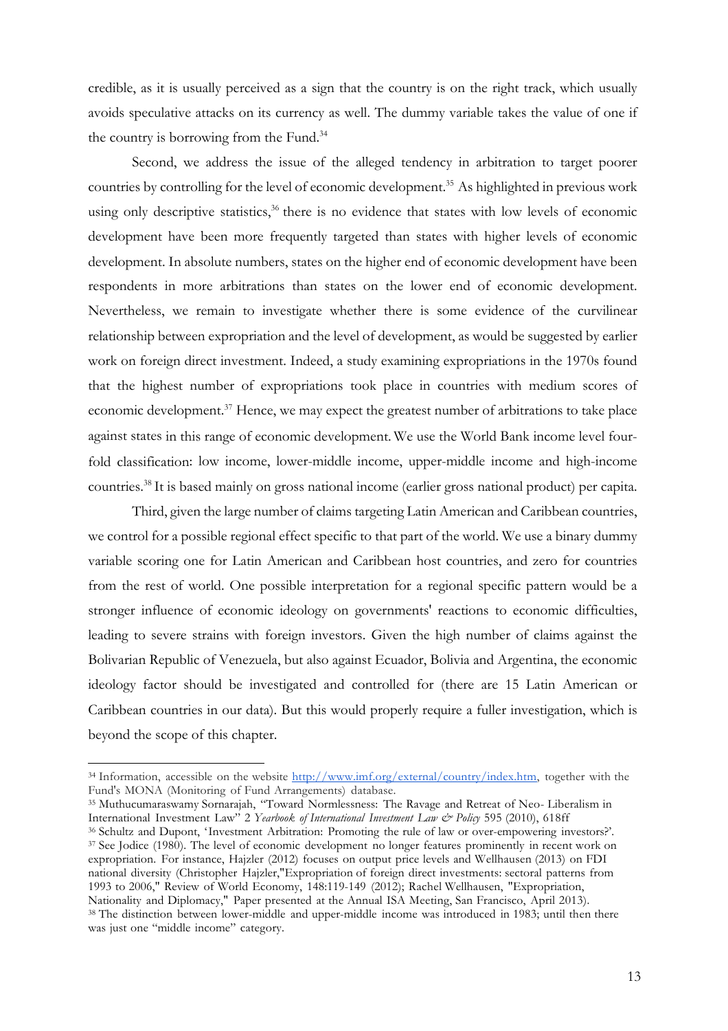credible, as it is usually perceived as a sign that the country is on the right track, which usually avoids speculative attacks on its currency as well. The dummy variable takes the value of one if the country is borrowing from the Fund.[34]

Second, we address the issue of the alleged tendency in arbitration to target poorer countries by controlling for the level of economic development.[35] As highlighted in previous work using only descriptive statistics,[36] there is no evidence that states with low levels of economic development have been more frequently targeted than states with higher levels of economic development. In absolute numbers, states on the higher end of economic development have been respondents in more arbitrations than states on the lower end of economic development. Nevertheless, we remain to investigate whether there is some evidence of the curvilinear relationship between expropriation and the level of development, as would be suggested by earlier work on foreign direct investment. Indeed, a study examining expropriations in the 1970s found that the highest number of expropriations took place in countries with medium scores of economic development.[37] Hence, we may expect the greatest number of arbitrations to take place against states in this range of economic development. We use the World Bank income level four-fold classification: low income, lower-middle income, upper-middle income and high-income countries.[38] It is based mainly on gross national income (earlier gross national product) per capita.

Third, given the large number of claims targeting Latin American and Caribbean countries, we control for a possible regional effect specific to that part of the world. We use a binary dummy variable scoring one for Latin American and Caribbean host countries, and zero for countries from the rest of world. One possible interpretation for a regional specific pattern would be a stronger influence of economic ideology on governments' reactions to economic difficulties, leading to severe strains with foreign investors. Given the high number of claims against the Bolivarian Republic of Venezuela, but also against Ecuador, Bolivia and Argentina, the economic ideology factor should be investigated and controlled for (there are 15 Latin American or Caribbean countries in our data). But this would properly require a fuller investigation, which is beyond the scope of this chapter.

---

[34] Information, accessible on the website http://www.imf.org/external/country/index.htm, together with the Fund's MONA (Monitoring of Fund Arrangements) database.

[35] Muthucumaraswamy Sornarajah, "Toward Normlessness: The Ravage and Retreat of Neo- Liberalism in International Investment Law" 2 *Yearbook of International Investment Law & Policy* 595 (2010), 618ff

[36] Schultz and Dupont, 'Investment Arbitration: Promoting the rule of law or over-empowering investors?'.

[37] See Jodice (1980). The level of economic development no longer features prominently in recent work on expropriation. For instance, Hajzler (2012) focuses on output price levels and Wellhausen (2013) on FDI national diversity (Christopher Hajzler,"Expropriation of foreign direct investments: sectoral patterns from 1993 to 2006," Review of World Economy, 148:119-149 (2012); Rachel Wellhausen, "Expropriation, Nationality and Diplomacy," Paper presented at the Annual ISA Meeting, San Francisco, April 2013).

[38] The distinction between lower-middle and upper-middle income was introduced in 1983; until then there was just one "middle income" category.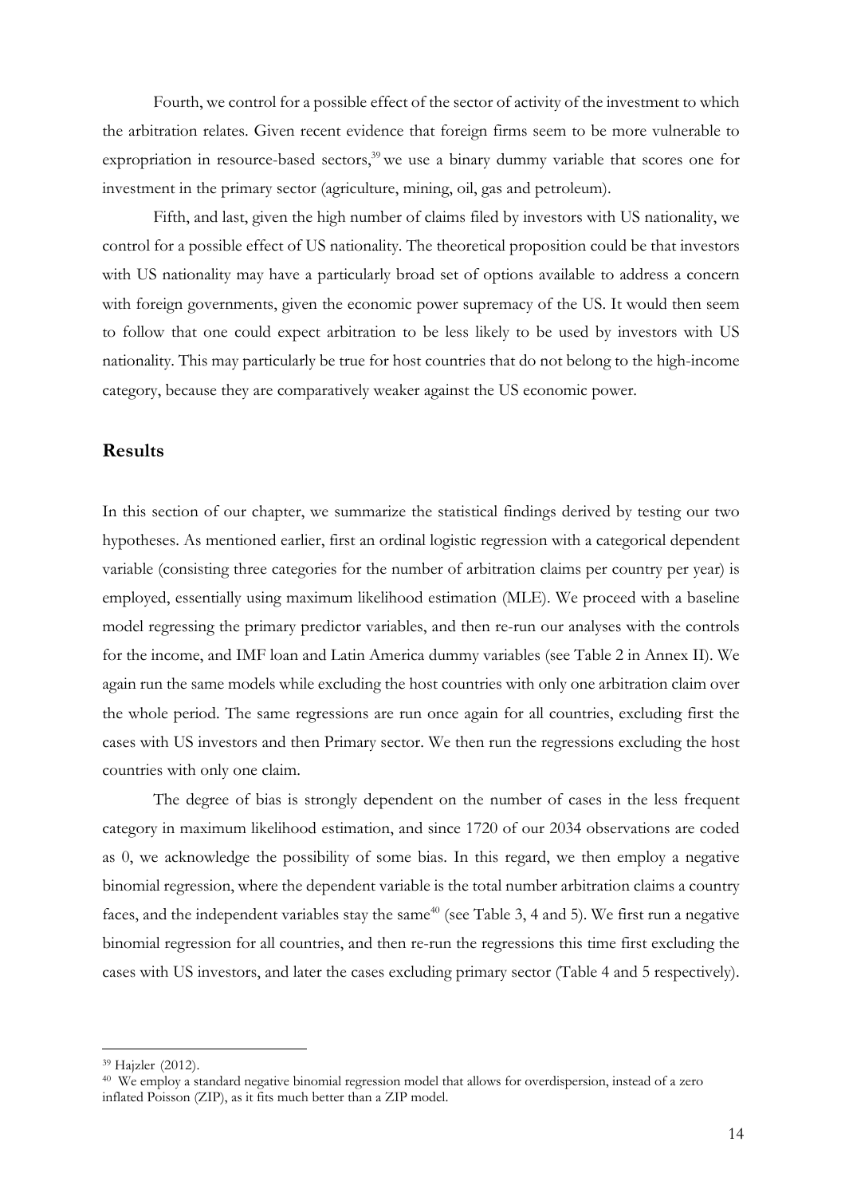Fourth, we control for a possible effect of the sector of activity of the investment to which the arbitration relates. Given recent evidence that foreign firms seem to be more vulnerable to expropriation in resource-based sectors,[39] we use a binary dummy variable that scores one for investment in the primary sector (agriculture, mining, oil, gas and petroleum).

Fifth, and last, given the high number of claims filed by investors with US nationality, we control for a possible effect of US nationality. The theoretical proposition could be that investors with US nationality may have a particularly broad set of options available to address a concern with foreign governments, given the economic power supremacy of the US. It would then seem to follow that one could expect arbitration to be less likely to be used by investors with US nationality. This may particularly be true for host countries that do not belong to the high-income category, because they are comparatively weaker against the US economic power.

## Results

In this section of our chapter, we summarize the statistical findings derived by testing our two hypotheses. As mentioned earlier, first an ordinal logistic regression with a categorical dependent variable (consisting three categories for the number of arbitration claims per country per year) is employed, essentially using maximum likelihood estimation (MLE). We proceed with a baseline model regressing the primary predictor variables, and then re-run our analyses with the controls for the income, and IMF loan and Latin America dummy variables (see Table 2 in Annex II). We again run the same models while excluding the host countries with only one arbitration claim over the whole period. The same regressions are run once again for all countries, excluding first the cases with US investors and then Primary sector. We then run the regressions excluding the host countries with only one claim.

The degree of bias is strongly dependent on the number of cases in the less frequent category in maximum likelihood estimation, and since 1720 of our 2034 observations are coded as 0, we acknowledge the possibility of some bias. In this regard, we then employ a negative binomial regression, where the dependent variable is the total number arbitration claims a country faces, and the independent variables stay the same[40] (see Table 3, 4 and 5). We first run a negative binomial regression for all countries, and then re-run the regressions this time first excluding the cases with US investors, and later the cases excluding primary sector (Table 4 and 5 respectively).

---

[39] Hajzler (2012).

[40] We employ a standard negative binomial regression model that allows for overdispersion, instead of a zero inflated Poisson (ZIP), as it fits much better than a ZIP model.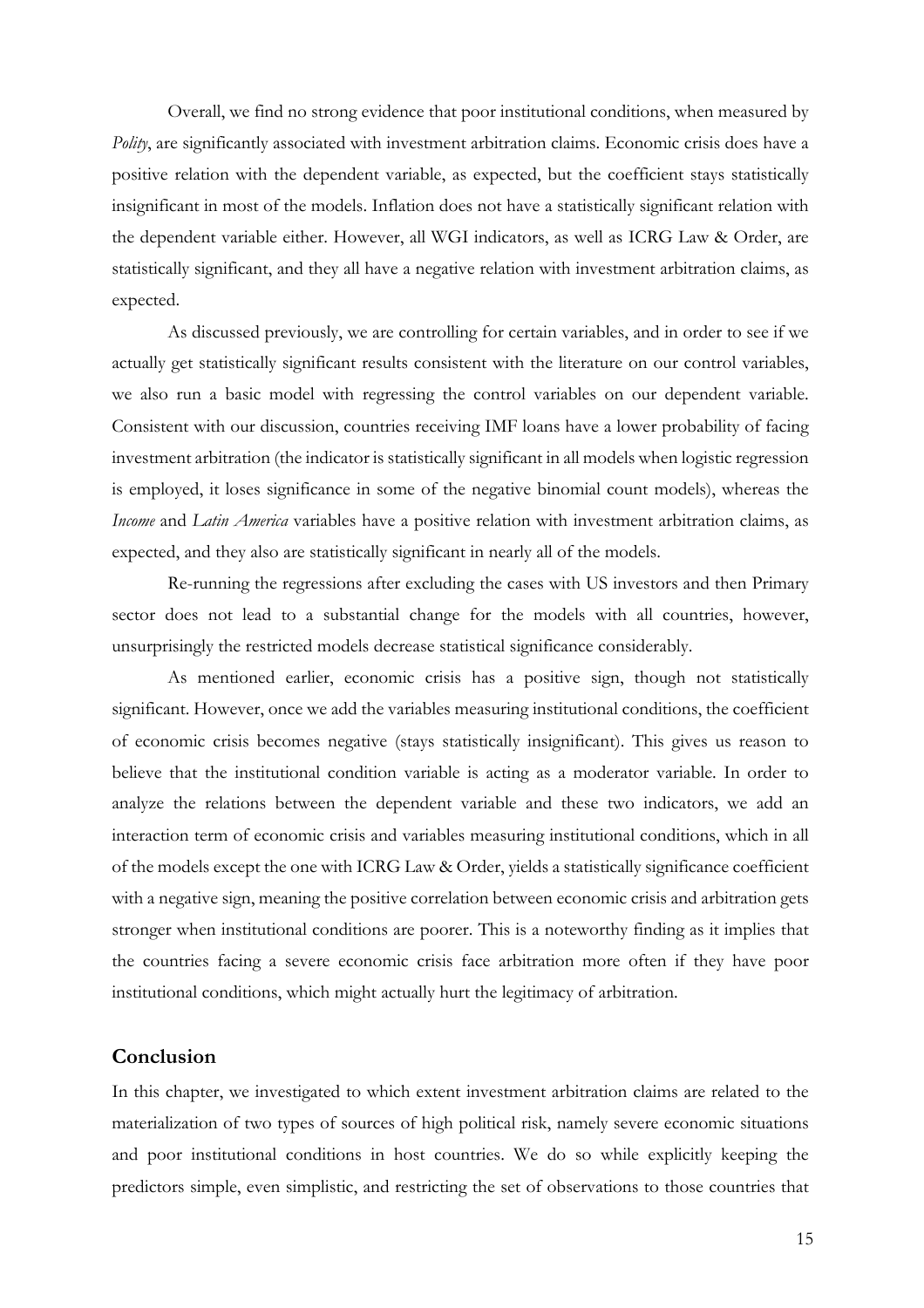Overall, we find no strong evidence that poor institutional conditions, when measured by *Polity*, are significantly associated with investment arbitration claims. Economic crisis does have a positive relation with the dependent variable, as expected, but the coefficient stays statistically insignificant in most of the models. Inflation does not have a statistically significant relation with the dependent variable either. However, all WGI indicators, as well as ICRG Law & Order, are statistically significant, and they all have a negative relation with investment arbitration claims, as expected.

As discussed previously, we are controlling for certain variables, and in order to see if we actually get statistically significant results consistent with the literature on our control variables, we also run a basic model with regressing the control variables on our dependent variable. Consistent with our discussion, countries receiving IMF loans have a lower probability of facing investment arbitration (the indicator is statistically significant in all models when logistic regression is employed, it loses significance in some of the negative binomial count models), whereas the *Income* and *Latin America* variables have a positive relation with investment arbitration claims, as expected, and they also are statistically significant in nearly all of the models.

Re-running the regressions after excluding the cases with US investors and then Primary sector does not lead to a substantial change for the models with all countries, however, unsurprisingly the restricted models decrease statistical significance considerably.

As mentioned earlier, economic crisis has a positive sign, though not statistically significant. However, once we add the variables measuring institutional conditions, the coefficient of economic crisis becomes negative (stays statistically insignificant). This gives us reason to believe that the institutional condition variable is acting as a moderator variable. In order to analyze the relations between the dependent variable and these two indicators, we add an interaction term of economic crisis and variables measuring institutional conditions, which in all of the models except the one with ICRG Law & Order, yields a statistically significance coefficient with a negative sign, meaning the positive correlation between economic crisis and arbitration gets stronger when institutional conditions are poorer. This is a noteworthy finding as it implies that the countries facing a severe economic crisis face arbitration more often if they have poor institutional conditions, which might actually hurt the legitimacy of arbitration.

## Conclusion

In this chapter, we investigated to which extent investment arbitration claims are related to the materialization of two types of sources of high political risk, namely severe economic situations and poor institutional conditions in host countries. We do so while explicitly keeping the predictors simple, even simplistic, and restricting the set of observations to those countries that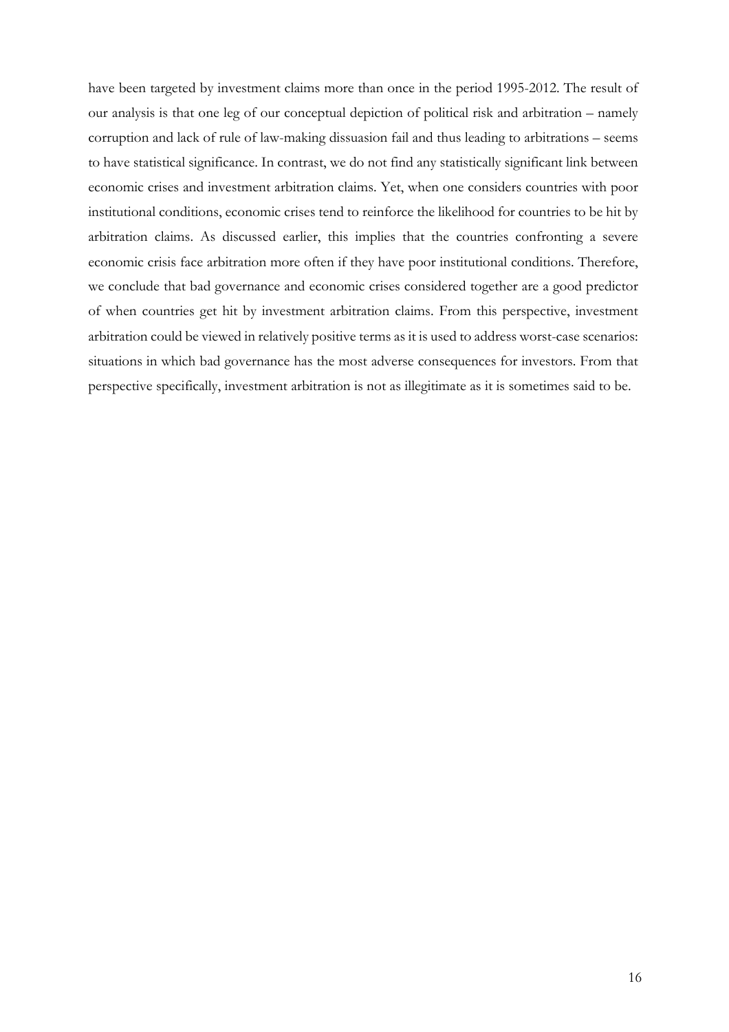have been targeted by investment claims more than once in the period 1995-2012. The result of our analysis is that one leg of our conceptual depiction of political risk and arbitration – namely corruption and lack of rule of law-making dissuasion fail and thus leading to arbitrations – seems to have statistical significance. In contrast, we do not find any statistically significant link between economic crises and investment arbitration claims. Yet, when one considers countries with poor institutional conditions, economic crises tend to reinforce the likelihood for countries to be hit by arbitration claims. As discussed earlier, this implies that the countries confronting a severe economic crisis face arbitration more often if they have poor institutional conditions. Therefore, we conclude that bad governance and economic crises considered together are a good predictor of when countries get hit by investment arbitration claims. From this perspective, investment arbitration could be viewed in relatively positive terms as it is used to address worst-case scenarios: situations in which bad governance has the most adverse consequences for investors. From that perspective specifically, investment arbitration is not as illegitimate as it is sometimes said to be.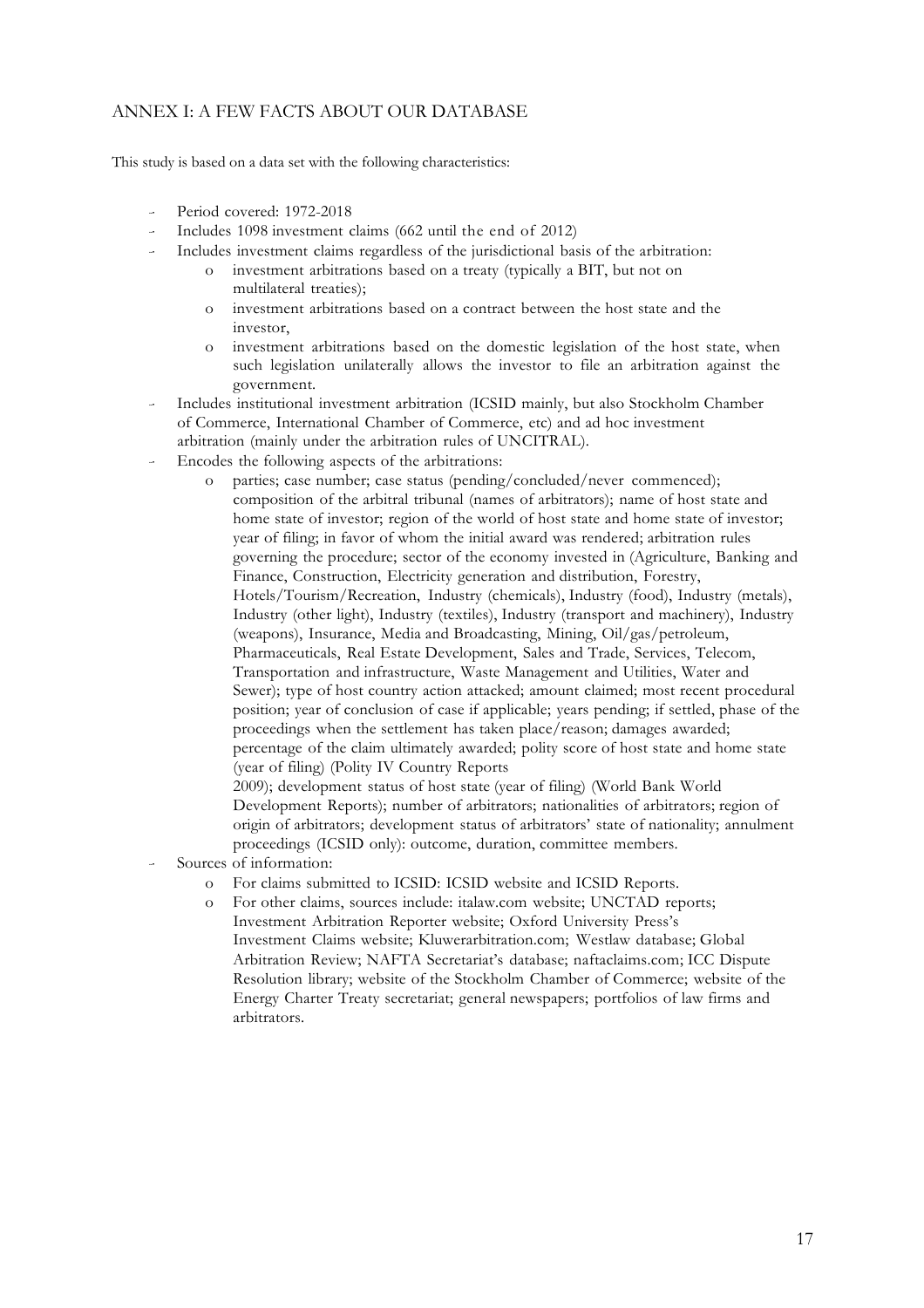## ANNEX I: A FEW FACTS ABOUT OUR DATABASE

This study is based on a data set with the following characteristics:

- Period covered: 1972-2018
- Includes 1098 investment claims (662 until the end of 2012)
- Includes investment claims regardless of the jurisdictional basis of the arbitration:
  - investment arbitrations based on a treaty (typically a BIT, but not on multilateral treaties);
  - investment arbitrations based on a contract between the host state and the investor,
  - investment arbitrations based on the domestic legislation of the host state, when such legislation unilaterally allows the investor to file an arbitration against the government.
- Includes institutional investment arbitration (ICSID mainly, but also Stockholm Chamber of Commerce, International Chamber of Commerce, etc) and ad hoc investment arbitration (mainly under the arbitration rules of UNCITRAL).
- Encodes the following aspects of the arbitrations:
  - parties; case number; case status (pending/concluded/never commenced); composition of the arbitral tribunal (names of arbitrators); name of host state and home state of investor; region of the world of host state and home state of investor; year of filing; in favor of whom the initial award was rendered; arbitration rules governing the procedure; sector of the economy invested in (Agriculture, Banking and Finance, Construction, Electricity generation and distribution, Forestry, Hotels/Tourism/Recreation, Industry (chemicals), Industry (food), Industry (metals), Industry (other light), Industry (textiles), Industry (transport and machinery), Industry (weapons), Insurance, Media and Broadcasting, Mining, Oil/gas/petroleum, Pharmaceuticals, Real Estate Development, Sales and Trade, Services, Telecom, Transportation and infrastructure, Waste Management and Utilities, Water and Sewer); type of host country action attacked; amount claimed; most recent procedural position; year of conclusion of case if applicable; years pending; if settled, phase of the proceedings when the settlement has taken place/reason; damages awarded; percentage of the claim ultimately awarded; polity score of host state and home state (year of filing) (Polity IV Country Reports 2009); development status of host state (year of filing) (World Bank World Development Reports); number of arbitrators; nationalities of arbitrators; region of origin of arbitrators; development status of arbitrators' state of nationality; annulment proceedings (ICSID only): outcome, duration, committee members.
- Sources of information:
  - For claims submitted to ICSID: ICSID website and ICSID Reports.
  - For other claims, sources include: italaw.com website; UNCTAD reports; Investment Arbitration Reporter website; Oxford University Press's Investment Claims website; Kluwerarbitration.com; Westlaw database; Global Arbitration Review; NAFTA Secretariat's database; naftaclaims.com; ICC Dispute Resolution library; website of the Stockholm Chamber of Commerce; website of the Energy Charter Treaty secretariat; general newspapers; portfolios of law firms and arbitrators.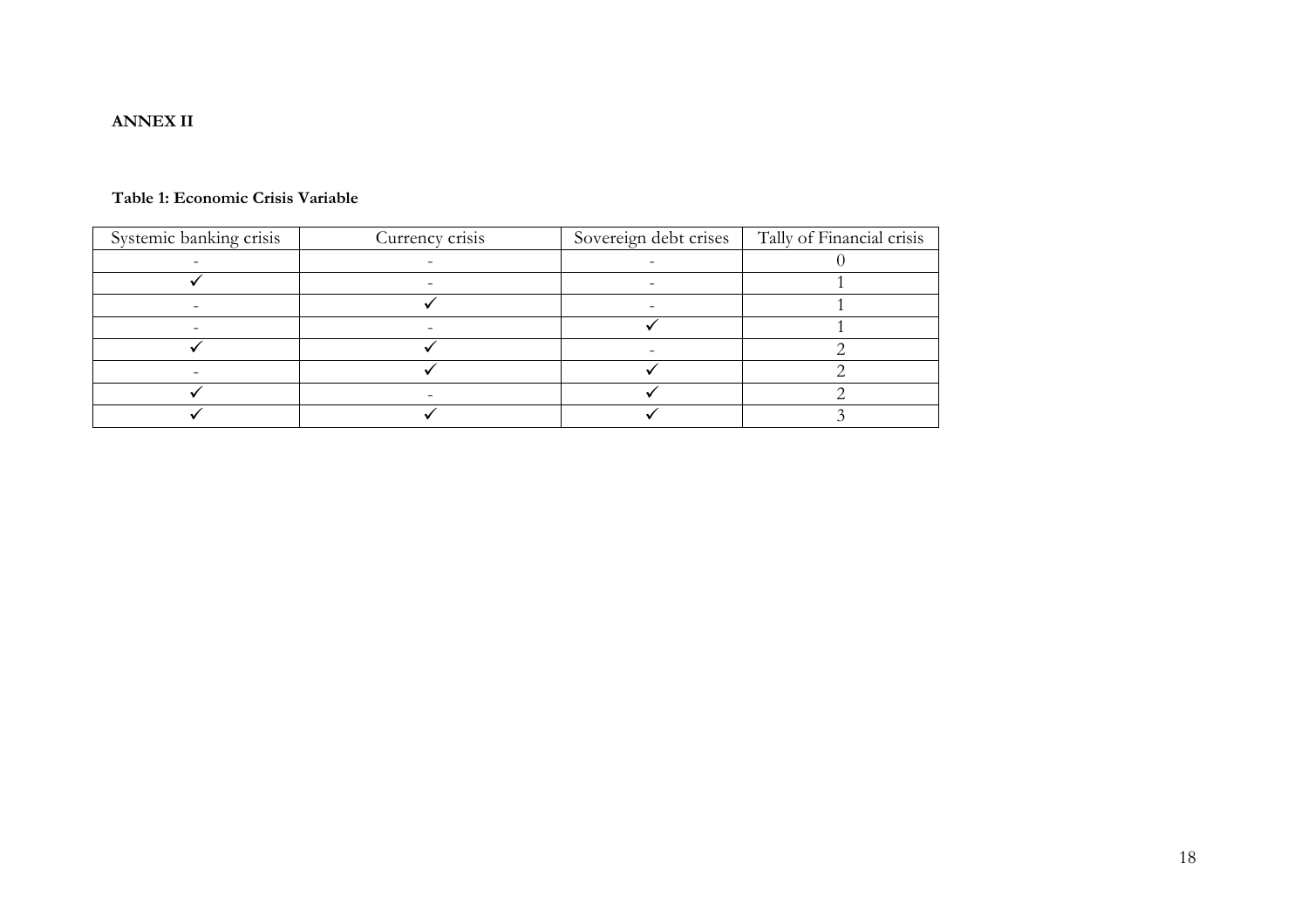**ANNEX II**

**Table 1: Economic Crisis Variable**

| Systemic banking crisis | Currency crisis | Sovereign debt crises | Tally of Financial crisis |
|---|---|---|---|
| - | - | - | 0 |
| ✓ | - | - | 1 |
| - | ✓ | - | 1 |
| - | - | ✓ | 1 |
| ✓ | ✓ | - | 2 |
| - | ✓ | ✓ | 2 |
| ✓ | - | ✓ | 2 |
| ✓ | ✓ | ✓ | 3 |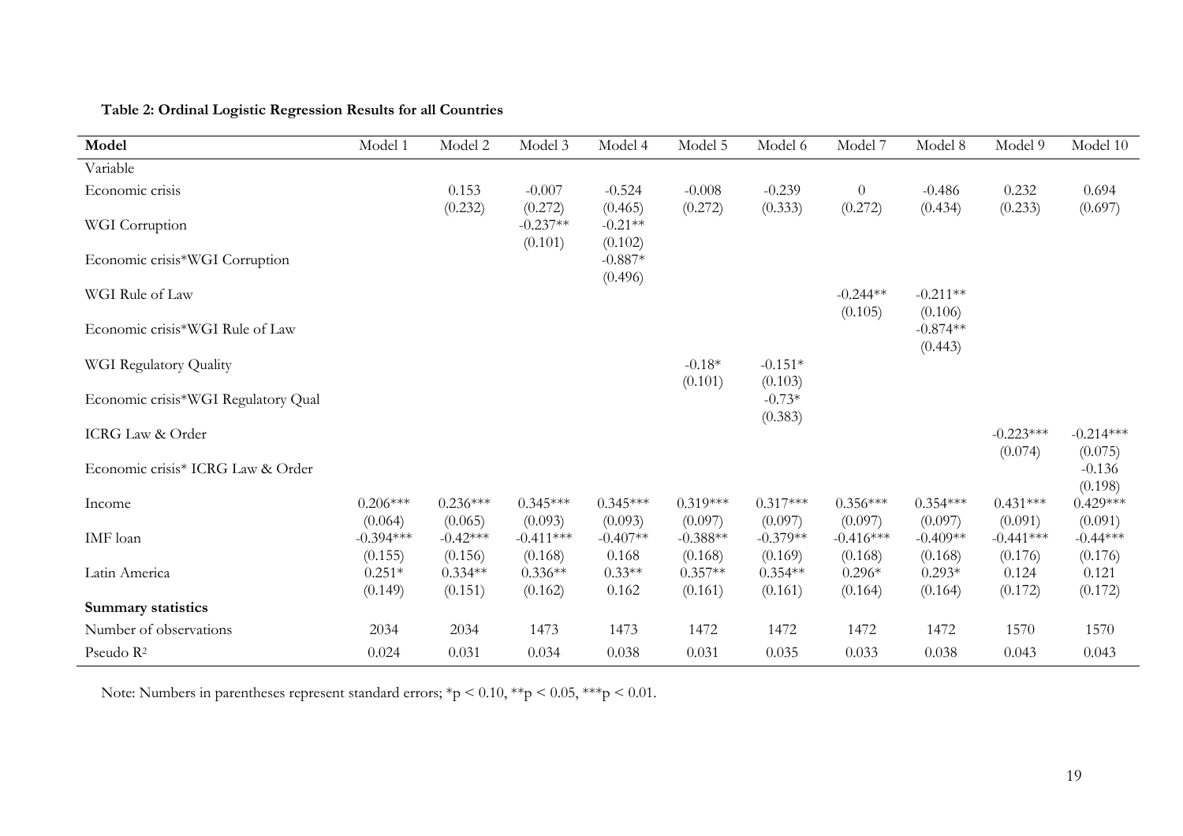**Table 2: Ordinal Logistic Regression Results for all Countries**

| Model | Model 1 | Model 2 | Model 3 | Model 4 | Model 5 | Model 6 | Model 7 | Model 8 | Model 9 | Model 10 |
|---|---|---|---|---|---|---|---|---|---|---|
| Variable | | | | | | | | | | |
| Economic crisis | | 0.153 | -0.007 | -0.524 | -0.008 | -0.239 | 0 | -0.486 | 0.232 | 0.694 |
| | | (0.232) | (0.272) | (0.465) | (0.272) | (0.333) | (0.272) | (0.434) | (0.233) | (0.697) |
| WGI Corruption | | | -0.237** | -0.21** | | | | | | |
| | | | (0.101) | (0.102) | | | | | | |
| Economic crisis*WGI Corruption | | | | -0.887* | | | | | | |
| | | | | (0.496) | | | | | | |
| WGI Rule of Law | | | | | | | -0.244** | -0.211** | | |
| | | | | | | | (0.105) | (0.106) | | |
| Economic crisis*WGI Rule of Law | | | | | | | | -0.874** | | |
| | | | | | | | | (0.443) | | |
| WGI Regulatory Quality | | | | | -0.18* | -0.151* | | | | |
| | | | | | (0.101) | (0.103) | | | | |
| Economic crisis*WGI Regulatory Qual | | | | | | -0.73* | | | | |
| | | | | | | (0.383) | | | | |
| ICRG Law & Order | | | | | | | | | -0.223*** | -0.214*** |
| | | | | | | | | | (0.074) | (0.075) |
| Economic crisis* ICRG Law & Order | | | | | | | | | | -0.136 |
| | | | | | | | | | | (0.198) |
| Income | 0.206*** | 0.236*** | 0.345*** | 0.345*** | 0.319*** | 0.317*** | 0.356*** | 0.354*** | 0.431*** | 0.429*** |
| | (0.064) | (0.065) | (0.093) | (0.093) | (0.097) | (0.097) | (0.097) | (0.097) | (0.091) | (0.091) |
| IMF loan | -0.394*** | -0.42*** | -0.411*** | -0.407** | -0.388** | -0.379** | -0.416*** | -0.409** | -0.441*** | -0.44*** |
| | (0.155) | (0.156) | (0.168) | 0.168 | (0.168) | (0.169) | (0.168) | (0.168) | (0.176) | (0.176) |
| Latin America | 0.251* | 0.334** | 0.336** | 0.33** | 0.357** | 0.354** | 0.296* | 0.293* | 0.124 | 0.121 |
| | (0.149) | (0.151) | (0.162) | 0.162 | (0.161) | (0.161) | (0.164) | (0.164) | (0.172) | (0.172) |
| **Summary statistics** | | | | | | | | | | |
| Number of observations | 2034 | 2034 | 1473 | 1473 | 1472 | 1472 | 1472 | 1472 | 1570 | 1570 |
| Pseudo $R^2$ | 0.024 | 0.031 | 0.034 | 0.038 | 0.031 | 0.035 | 0.033 | 0.038 | 0.043 | 0.043 |

Note: Numbers in parentheses represent standard errors; $*p < 0.10$, $**p < 0.05$, $***p < 0.01$.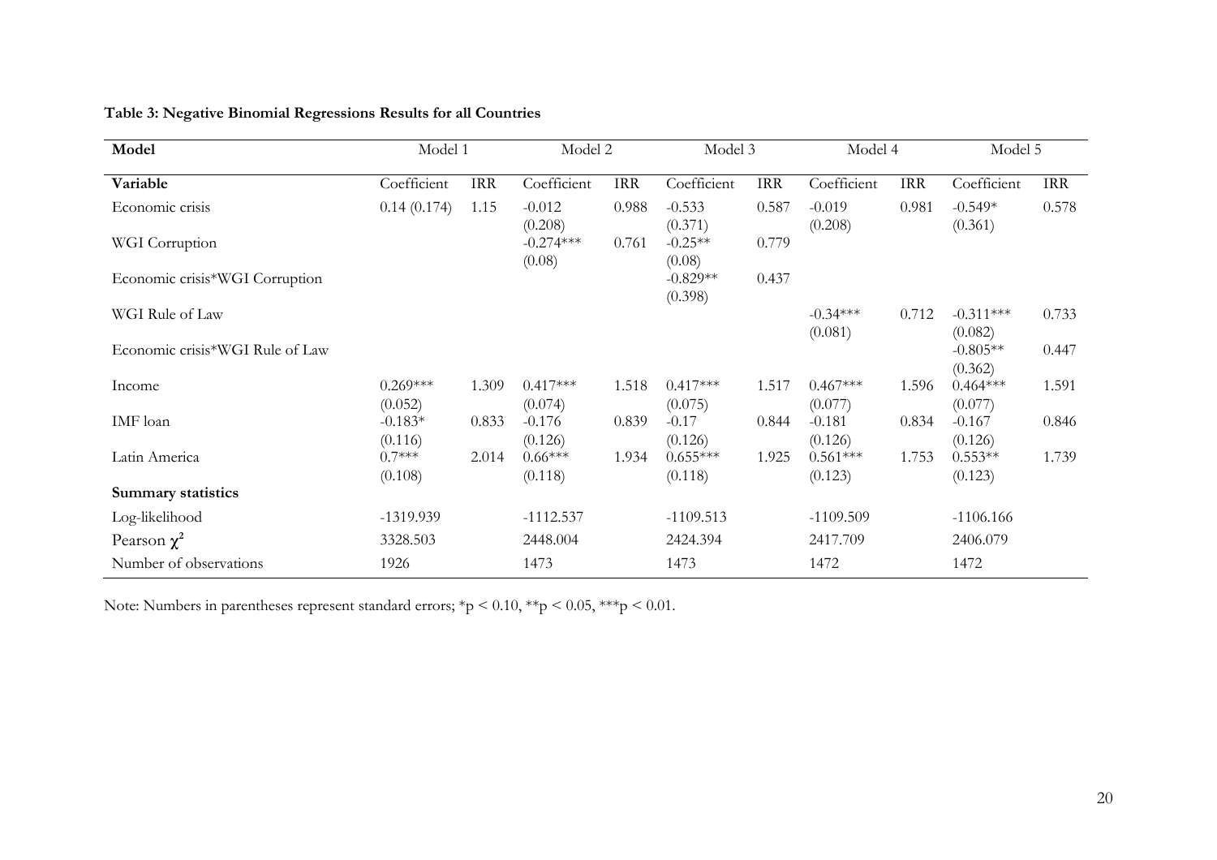**Table 3: Negative Binomial Regressions Results for all Countries**

| Model | Model 1 | | Model 2 | | Model 3 | | Model 4 | | Model 5 | |
|---|---|---|---|---|---|---|---|---|---|---|
| **Variable** | Coefficient | IRR | Coefficient | IRR | Coefficient | IRR | Coefficient | IRR | Coefficient | IRR |
| Economic crisis | 0.14 (0.174) | 1.15 | -0.012 (0.208) | 0.988 | -0.533 (0.371) | 0.587 | -0.019 (0.208) | 0.981 | -0.549* (0.361) | 0.578 |
| WGI Corruption | | | -0.274*** (0.08) | 0.761 | -0.25** (0.08) | 0.779 | | | | |
| Economic crisis*WGI Corruption | | | | | -0.829** (0.398) | 0.437 | | | | |
| WGI Rule of Law | | | | | | | -0.34*** (0.081) | 0.712 | -0.311*** (0.082) | 0.733 |
| Economic crisis*WGI Rule of Law | | | | | | | | | -0.805** (0.362) | 0.447 |
| Income | 0.269*** (0.052) | 1.309 | 0.417*** (0.074) | 1.518 | 0.417*** (0.075) | 1.517 | 0.467*** (0.077) | 1.596 | 0.464*** (0.077) | 1.591 |
| IMF loan | -0.183* (0.116) | 0.833 | -0.176 (0.126) | 0.839 | -0.17 (0.126) | 0.844 | -0.181 (0.126) | 0.834 | -0.167 (0.126) | 0.846 |
| Latin America | 0.7*** (0.108) | 2.014 | 0.66*** (0.118) | 1.934 | 0.655*** (0.118) | 1.925 | 0.561*** (0.123) | 1.753 | 0.553** (0.123) | 1.739 |
| **Summary statistics** | | | | | | | | | | |
| Log-likelihood | -1319.939 | | -1112.537 | | -1109.513 | | -1109.509 | | -1106.166 | |
| Pearson $\chi^2$ | 3328.503 | | 2448.004 | | 2424.394 | | 2417.709 | | 2406.079 | |
| Number of observations | 1926 | | 1473 | | 1473 | | 1472 | | 1472 | |

Note: Numbers in parentheses represent standard errors; *p < 0.10, **p < 0.05, ***p < 0.01.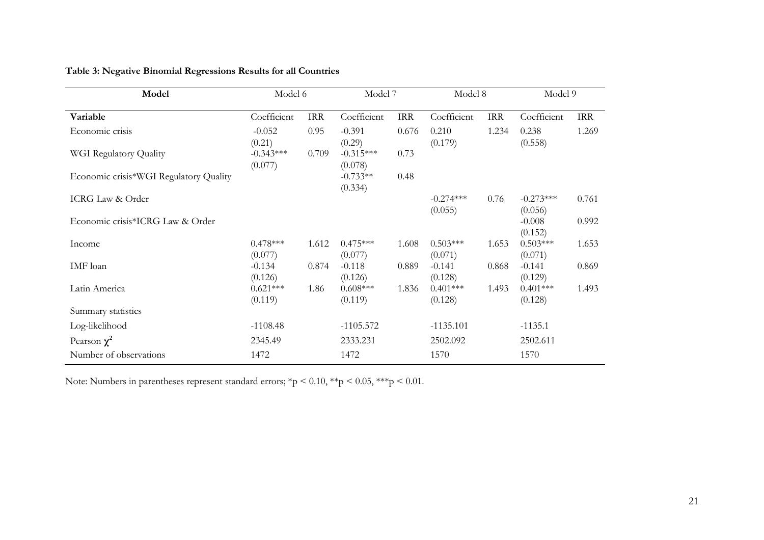**Table 3: Negative Binomial Regressions Results for all Countries**

| Model | Model 6 | | Model 7 | | Model 8 | | Model 9 | |
|---|---|---|---|---|---|---|---|---|
| **Variable** | Coefficient | IRR | Coefficient | IRR | Coefficient | IRR | Coefficient | IRR |
| Economic crisis | -0.052 (0.21) | 0.95 | -0.391 (0.29) | 0.676 | 0.210 (0.179) | 1.234 | 0.238 (0.558) | 1.269 |
| WGI Regulatory Quality | -0.343*** (0.077) | 0.709 | -0.315*** (0.078) | 0.73 | | | | |
| Economic crisis*WGI Regulatory Quality | | | -0.733** (0.334) | 0.48 | | | | |
| ICRG Law & Order | | | | | -0.274*** (0.055) | 0.76 | -0.273*** (0.056) | 0.761 |
| Economic crisis*ICRG Law & Order | | | | | | | -0.008 (0.152) | 0.992 |
| Income | 0.478*** (0.077) | 1.612 | 0.475*** (0.077) | 1.608 | 0.503*** (0.071) | 1.653 | 0.503*** (0.071) | 1.653 |
| IMF loan | -0.134 (0.126) | 0.874 | -0.118 (0.126) | 0.889 | -0.141 (0.128) | 0.868 | -0.141 (0.129) | 0.869 |
| Latin America | 0.621*** (0.119) | 1.86 | 0.608*** (0.119) | 1.836 | 0.401*** (0.128) | 1.493 | 0.401*** (0.128) | 1.493 |
| Summary statistics | | | | | | | | |
| Log-likelihood | -1108.48 | | -1105.572 | | -1135.101 | | -1135.1 | |
| Pearson $\chi^2$ | 2345.49 | | 2333.231 | | 2502.092 | | 2502.611 | |
| Number of observations | 1472 | | 1472 | | 1570 | | 1570 | |

Note: Numbers in parentheses represent standard errors; *p < 0.10, **p < 0.05, ***p < 0.01.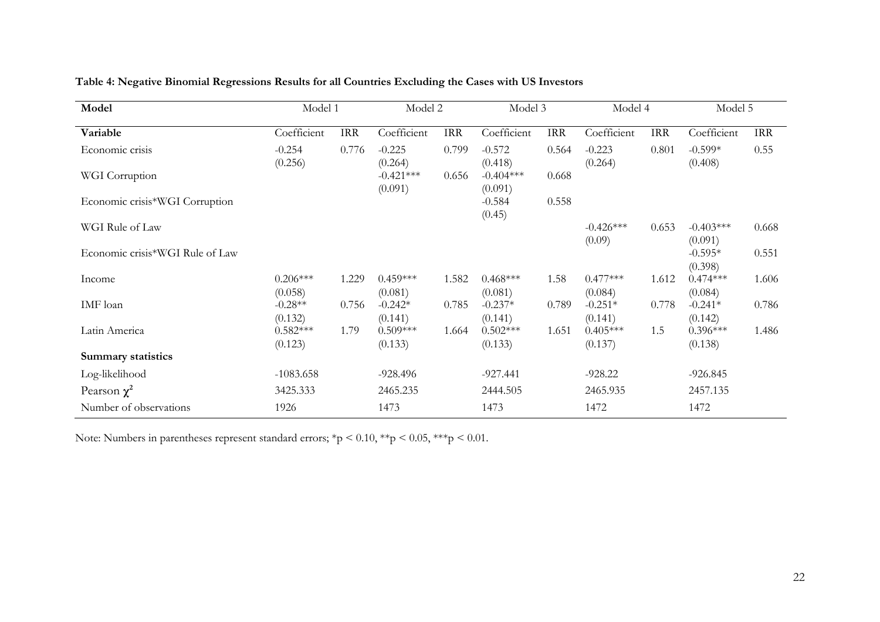**Table 4: Negative Binomial Regressions Results for all Countries Excluding the Cases with US Investors**

| Model | Model 1 | | Model 2 | | Model 3 | | Model 4 | | Model 5 | |
|---|---|---|---|---|---|---|---|---|---|---|
| **Variable** | Coefficient | IRR | Coefficient | IRR | Coefficient | IRR | Coefficient | IRR | Coefficient | IRR |
| Economic crisis | -0.254 (0.256) | 0.776 | -0.225 (0.264) | 0.799 | -0.572 (0.418) | 0.564 | -0.223 (0.264) | 0.801 | -0.599* (0.408) | 0.55 |
| WGI Corruption | | | -0.421*** (0.091) | 0.656 | -0.404*** (0.091) | 0.668 | | | | |
| Economic crisis*WGI Corruption | | | | | -0.584 (0.45) | 0.558 | | | | |
| WGI Rule of Law | | | | | | | -0.426*** (0.09) | 0.653 | -0.403*** (0.091) | 0.668 |
| Economic crisis*WGI Rule of Law | | | | | | | | | -0.595* (0.398) | 0.551 |
| Income | 0.206*** (0.058) | 1.229 | 0.459*** (0.081) | 1.582 | 0.468*** (0.081) | 1.58 | 0.477*** (0.084) | 1.612 | 0.474*** (0.084) | 1.606 |
| IMF loan | -0.28** (0.132) | 0.756 | -0.242* (0.141) | 0.785 | -0.237* (0.141) | 0.789 | -0.251* (0.141) | 0.778 | -0.241* (0.142) | 0.786 |
| Latin America | 0.582*** (0.123) | 1.79 | 0.509*** (0.133) | 1.664 | 0.502*** (0.133) | 1.651 | 0.405*** (0.137) | 1.5 | 0.396*** (0.138) | 1.486 |
| **Summary statistics** | | | | | | | | | | |
| Log-likelihood | -1083.658 | | -928.496 | | -927.441 | | -928.22 | | -926.845 | |
| Pearson $\chi^2$ | 3425.333 | | 2465.235 | | 2444.505 | | 2465.935 | | 2457.135 | |
| Number of observations | 1926 | | 1473 | | 1473 | | 1472 | | 1472 | |

Note: Numbers in parentheses represent standard errors; *p < 0.10, **p < 0.05, ***p < 0.01.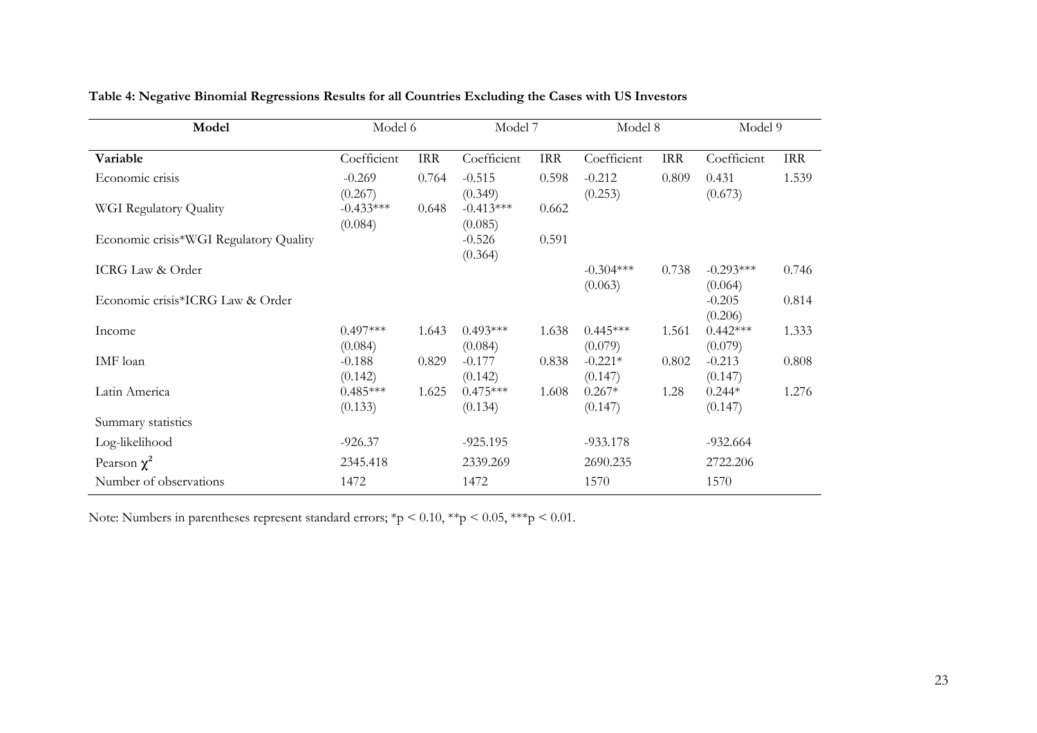**Table 4: Negative Binomial Regressions Results for all Countries Excluding the Cases with US Investors**

| Model | Model 6 | | Model 7 | | Model 8 | | Model 9 | |
|---|---|---|---|---|---|---|---|---|
| **Variable** | Coefficient | IRR | Coefficient | IRR | Coefficient | IRR | Coefficient | IRR |
| Economic crisis | -0.269 (0.267) | 0.764 | -0.515 (0.349) | 0.598 | -0.212 (0.253) | 0.809 | 0.431 (0.673) | 1.539 |
| WGI Regulatory Quality | -0.433*** (0.084) | 0.648 | -0.413*** (0.085) | 0.662 | | | | |
| Economic crisis*WGI Regulatory Quality | | | -0.526 (0.364) | 0.591 | | | | |
| ICRG Law & Order | | | | | -0.304*** (0.063) | 0.738 | -0.293*** (0.064) | 0.746 |
| Economic crisis*ICRG Law & Order | | | | | | | -0.205 (0.206) | 0.814 |
| Income | 0.497*** (0.084) | 1.643 | 0.493*** (0.084) | 1.638 | 0.445*** (0.079) | 1.561 | 0.442*** (0.079) | 1.333 |
| IMF loan | -0.188 (0.142) | 0.829 | -0.177 (0.142) | 0.838 | -0.221* (0.147) | 0.802 | -0.213 (0.147) | 0.808 |
| Latin America | 0.485*** (0.133) | 1.625 | 0.475*** (0.134) | 1.608 | 0.267* (0.147) | 1.28 | 0.244* (0.147) | 1.276 |
| Summary statistics | | | | | | | | |
| Log-likelihood | -926.37 | | -925.195 | | -933.178 | | -932.664 | |
| Pearson $\chi^2$ | 2345.418 | | 2339.269 | | 2690.235 | | 2722.206 | |
| Number of observations | 1472 | | 1472 | | 1570 | | 1570 | |

Note: Numbers in parentheses represent standard errors; *p < 0.10, **p < 0.05, ***p < 0.01.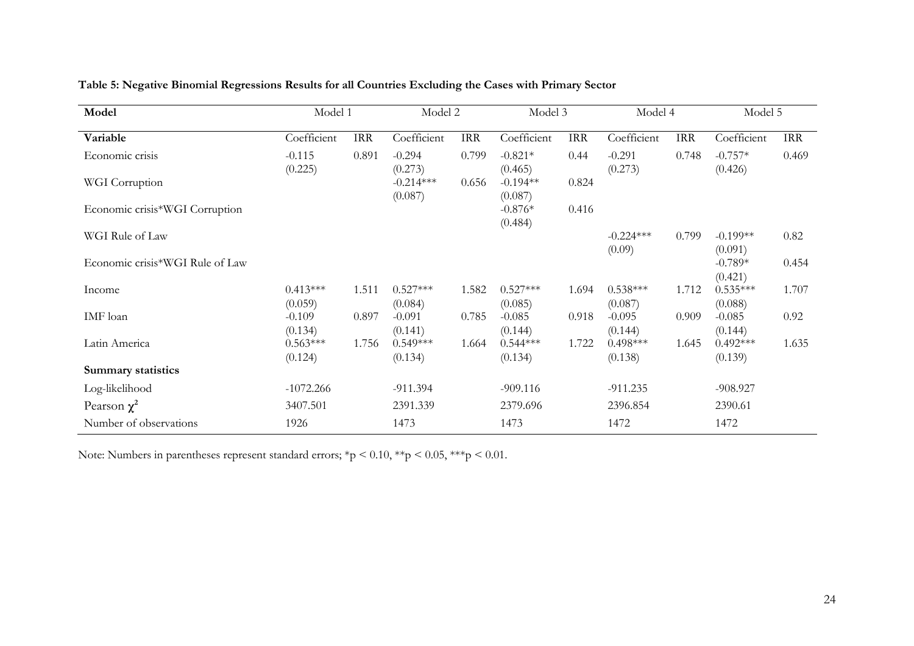**Table 5: Negative Binomial Regressions Results for all Countries Excluding the Cases with Primary Sector**

| Model | Model 1 | | Model 2 | | Model 3 | | Model 4 | | Model 5 | |
|---|---|---|---|---|---|---|---|---|---|---|
| **Variable** | Coefficient | IRR | Coefficient | IRR | Coefficient | IRR | Coefficient | IRR | Coefficient | IRR |
| Economic crisis | -0.115 (0.225) | 0.891 | -0.294 (0.273) | 0.799 | -0.821* (0.465) | 0.44 | -0.291 (0.273) | 0.748 | -0.757* (0.426) | 0.469 |
| WGI Corruption | | | -0.214*** (0.087) | 0.656 | -0.194** (0.087) | 0.824 | | | | |
| Economic crisis*WGI Corruption | | | | | -0.876* (0.484) | 0.416 | | | | |
| WGI Rule of Law | | | | | | | -0.224*** (0.09) | 0.799 | -0.199** (0.091) | 0.82 |
| Economic crisis*WGI Rule of Law | | | | | | | | | -0.789* (0.421) | 0.454 |
| Income | 0.413*** (0.059) | 1.511 | 0.527*** (0.084) | 1.582 | 0.527*** (0.085) | 1.694 | 0.538*** (0.087) | 1.712 | 0.535*** (0.088) | 1.707 |
| IMF loan | -0.109 (0.134) | 0.897 | -0.091 (0.141) | 0.785 | -0.085 (0.144) | 0.918 | -0.095 (0.144) | 0.909 | -0.085 (0.144) | 0.92 |
| Latin America | 0.563*** (0.124) | 1.756 | 0.549*** (0.134) | 1.664 | 0.544*** (0.134) | 1.722 | 0.498*** (0.138) | 1.645 | 0.492*** (0.139) | 1.635 |
| **Summary statistics** | | | | | | | | | | |
| Log-likelihood | -1072.266 | | -911.394 | | -909.116 | | -911.235 | | -908.927 | |
| Pearson $\chi^2$ | 3407.501 | | 2391.339 | | 2379.696 | | 2396.854 | | 2390.61 | |
| Number of observations | 1926 | | 1473 | | 1473 | | 1472 | | 1472 | |

Note: Numbers in parentheses represent standard errors; *p < 0.10, **p < 0.05, ***p < 0.01.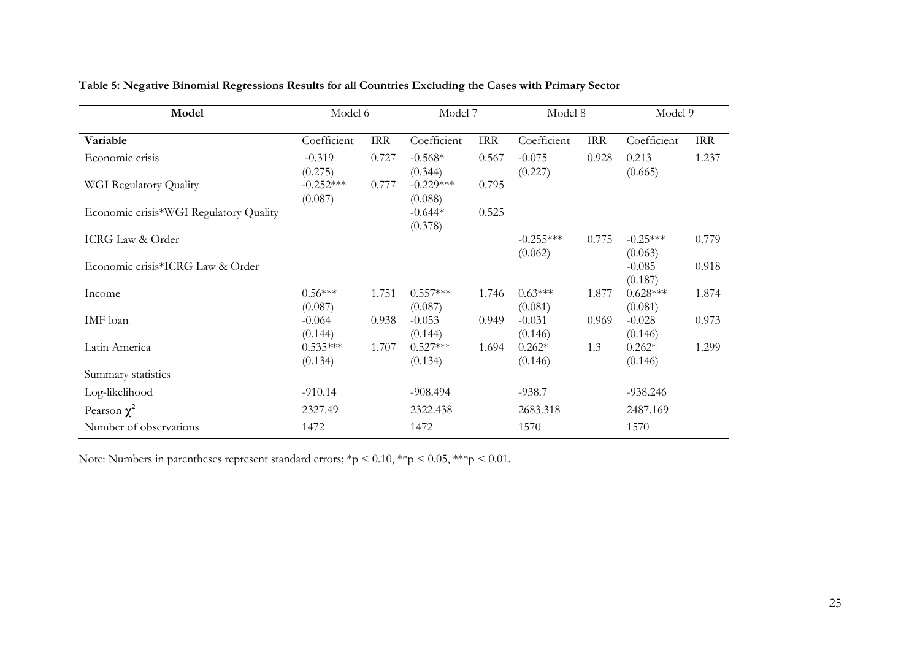**Table 5: Negative Binomial Regressions Results for all Countries Excluding the Cases with Primary Sector**

| Model | Model 6 | | Model 7 | | Model 8 | | Model 9 | |
|---|---|---|---|---|---|---|---|---|
| **Variable** | Coefficient | IRR | Coefficient | IRR | Coefficient | IRR | Coefficient | IRR |
| Economic crisis | -0.319 (0.275) | 0.727 | -0.568* (0.344) | 0.567 | -0.075 (0.227) | 0.928 | 0.213 (0.665) | 1.237 |
| WGI Regulatory Quality | -0.252*** (0.087) | 0.777 | -0.229*** (0.088) | 0.795 | | | | |
| Economic crisis*WGI Regulatory Quality | | | -0.644* (0.378) | 0.525 | | | | |
| ICRG Law & Order | | | | | -0.255*** (0.062) | 0.775 | -0.25*** (0.063) | 0.779 |
| Economic crisis*ICRG Law & Order | | | | | | | -0.085 (0.187) | 0.918 |
| Income | 0.56*** (0.087) | 1.751 | 0.557*** (0.087) | 1.746 | 0.63*** (0.081) | 1.877 | 0.628*** (0.081) | 1.874 |
| IMF loan | -0.064 (0.144) | 0.938 | -0.053 (0.144) | 0.949 | -0.031 (0.146) | 0.969 | -0.028 (0.146) | 0.973 |
| Latin America | 0.535*** (0.134) | 1.707 | 0.527*** (0.134) | 1.694 | 0.262* (0.146) | 1.3 | 0.262* (0.146) | 1.299 |
| Summary statistics | | | | | | | | |
| Log-likelihood | -910.14 | | -908.494 | | -938.7 | | -938.246 | |
| Pearson $\chi^2$ | 2327.49 | | 2322.438 | | 2683.318 | | 2487.169 | |
| Number of observations | 1472 | | 1472 | | 1570 | | 1570 | |

Note: Numbers in parentheses represent standard errors; *p < 0.10, **p < 0.05, ***p < 0.01.